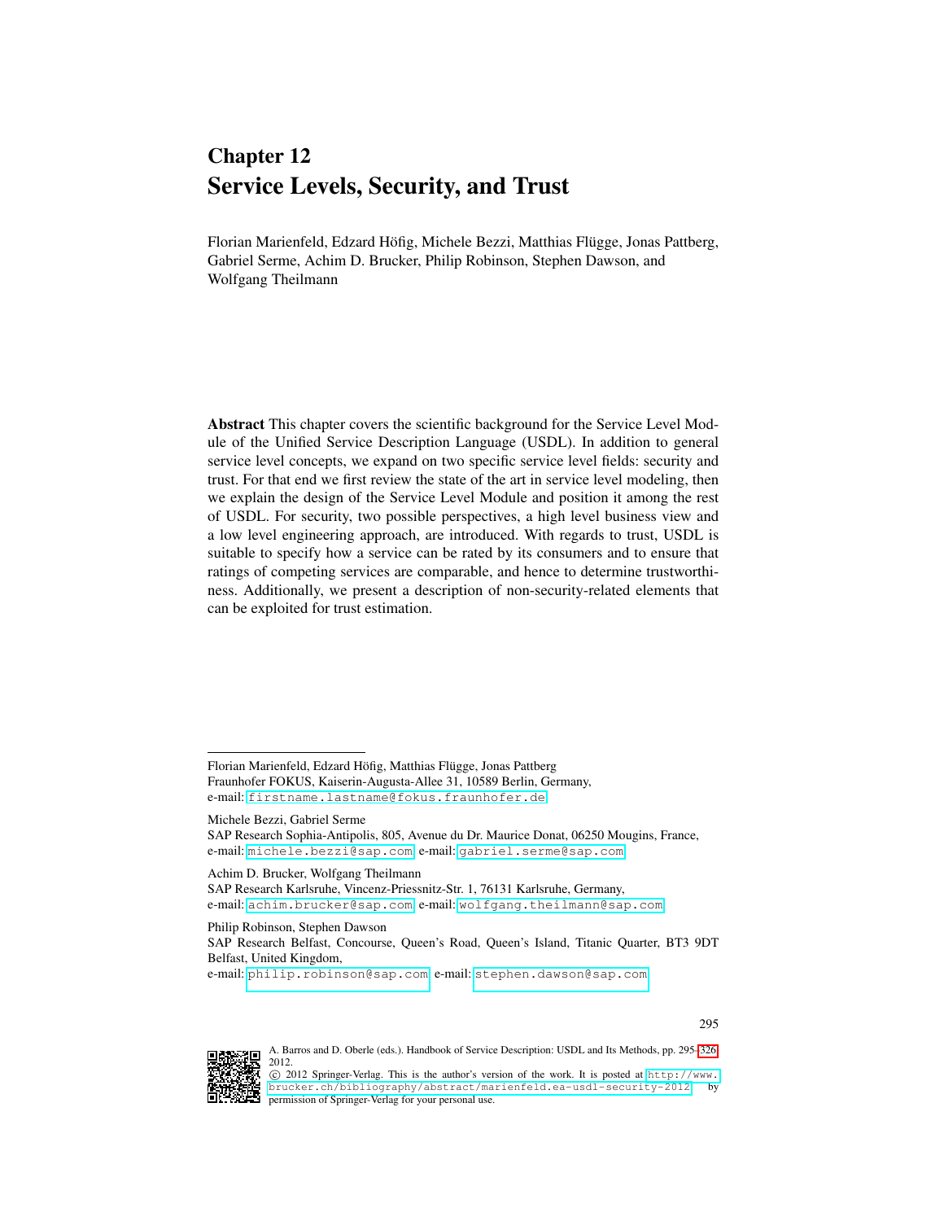# Chapter 12
# Service Levels, Security, and Trust

Florian Marienfeld, Edzard Höfig, Michele Bezzi, Matthias Flügge, Jonas Pattberg, Gabriel Serme, Achim D. Brucker, Philip Robinson, Stephen Dawson, and Wolfgang Theilmann

**Abstract** This chapter covers the scientific background for the Service Level Module of the Unified Service Description Language (USDL). In addition to general service level concepts, we expand on two specific service level fields: security and trust. For that end we first review the state of the art in service level modeling, then we explain the design of the Service Level Module and position it among the rest of USDL. For security, two possible perspectives, a high level business view and a low level engineering approach, are introduced. With regards to trust, USDL is suitable to specify how a service can be rated by its consumers and to ensure that ratings of competing services are comparable, and hence to determine trustworthiness. Additionally, we present a description of non-security-related elements that can be exploited for trust estimation.

---

Florian Marienfeld, Edzard Höfig, Matthias Flügge, Jonas Pattberg
Fraunhofer FOKUS, Kaiserin-Augusta-Allee 31, 10589 Berlin, Germany,
e-mail: firstname.lastname@fokus.fraunhofer.de

Michele Bezzi, Gabriel Serme
SAP Research Sophia-Antipolis, 805, Avenue du Dr. Maurice Donat, 06250 Mougins, France,
e-mail: michele.bezzi@sap.com e-mail: gabriel.serme@sap.com

Achim D. Brucker, Wolfgang Theilmann
SAP Research Karlsruhe, Vincenz-Priessnitz-Str. 1, 76131 Karlsruhe, Germany,
e-mail: achim.brucker@sap.com e-mail: wolfgang.theilmann@sap.com

Philip Robinson, Stephen Dawson
SAP Research Belfast, Concourse, Queen's Road, Queen's Island, Titanic Quarter, BT3 9DT Belfast, United Kingdom,
e-mail: philip.robinson@sap.com e-mail: stephen.dawson@sap.com

A. Barros and D. Oberle (eds.). Handbook of Service Description: USDL and Its Methods, pp. 295–326, 2012.
© 2012 Springer-Verlag. This is the author's version of the work. It is posted at http://www.brucker.ch/bibliography/abstract/marienfeld.ea-usdl-security-2012 by permission of Springer-Verlag for your personal use.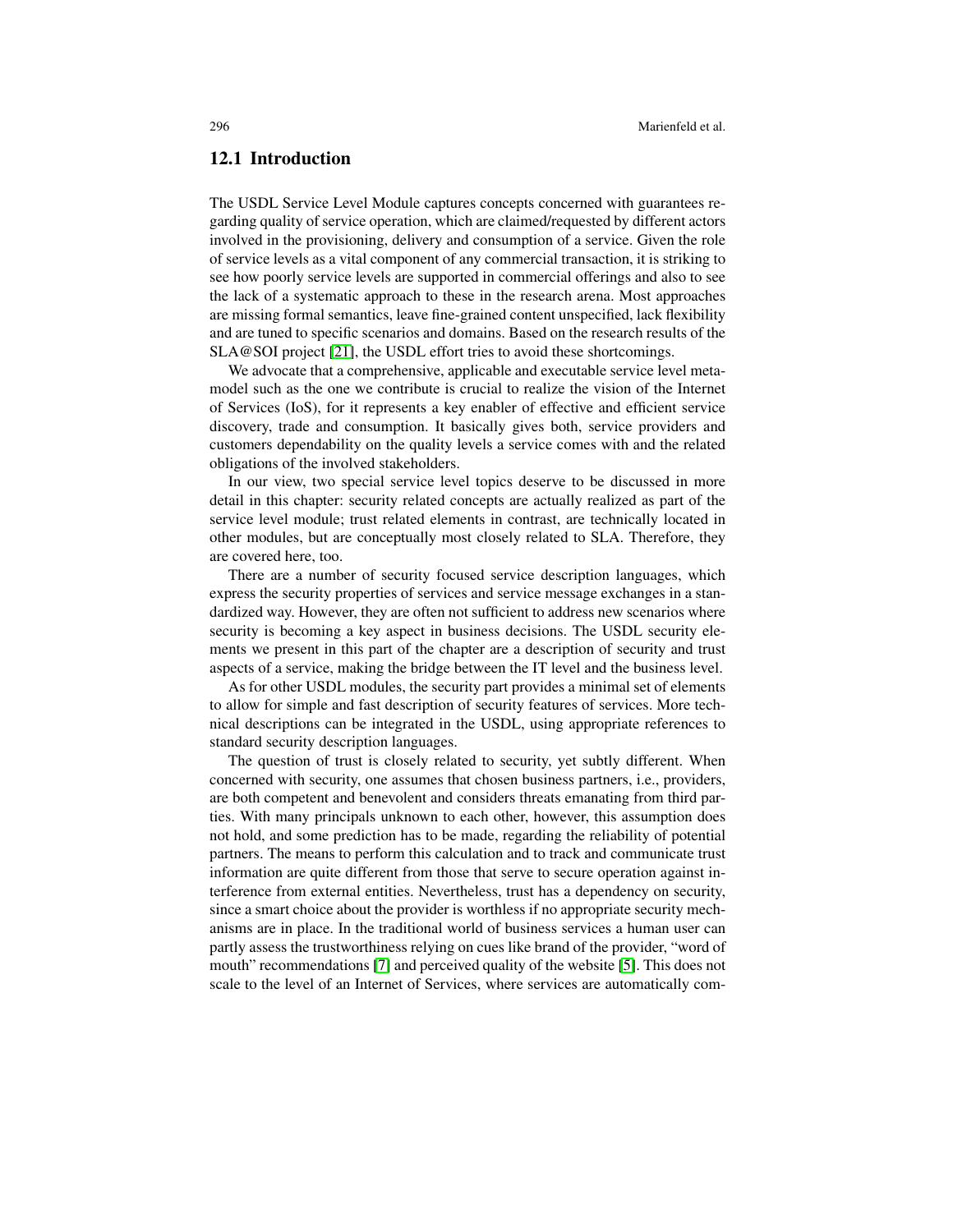## 12.1 Introduction

The USDL Service Level Module captures concepts concerned with guarantees regarding quality of service operation, which are claimed/requested by different actors involved in the provisioning, delivery and consumption of a service. Given the role of service levels as a vital component of any commercial transaction, it is striking to see how poorly service levels are supported in commercial offerings and also to see the lack of a systematic approach to these in the research arena. Most approaches are missing formal semantics, leave fine-grained content unspecified, lack flexibility and are tuned to specific scenarios and domains. Based on the research results of the SLA@SOI project [21], the USDL effort tries to avoid these shortcomings.

We advocate that a comprehensive, applicable and executable service level metamodel such as the one we contribute is crucial to realize the vision of the Internet of Services (IoS), for it represents a key enabler of effective and efficient service discovery, trade and consumption. It basically gives both, service providers and customers dependability on the quality levels a service comes with and the related obligations of the involved stakeholders.

In our view, two special service level topics deserve to be discussed in more detail in this chapter: security related concepts are actually realized as part of the service level module; trust related elements in contrast, are technically located in other modules, but are conceptually most closely related to SLA. Therefore, they are covered here, too.

There are a number of security focused service description languages, which express the security properties of services and service message exchanges in a standardized way. However, they are often not sufficient to address new scenarios where security is becoming a key aspect in business decisions. The USDL security elements we present in this part of the chapter are a description of security and trust aspects of a service, making the bridge between the IT level and the business level.

As for other USDL modules, the security part provides a minimal set of elements to allow for simple and fast description of security features of services. More technical descriptions can be integrated in the USDL, using appropriate references to standard security description languages.

The question of trust is closely related to security, yet subtly different. When concerned with security, one assumes that chosen business partners, i.e., providers, are both competent and benevolent and considers threats emanating from third parties. With many principals unknown to each other, however, this assumption does not hold, and some prediction has to be made, regarding the reliability of potential partners. The means to perform this calculation and to track and communicate trust information are quite different from those that serve to secure operation against interference from external entities. Nevertheless, trust has a dependency on security, since a smart choice about the provider is worthless if no appropriate security mechanisms are in place. In the traditional world of business services a human user can partly assess the trustworthiness relying on cues like brand of the provider, "word of mouth" recommendations [7] and perceived quality of the website [5]. This does not scale to the level of an Internet of Services, where services are automatically com-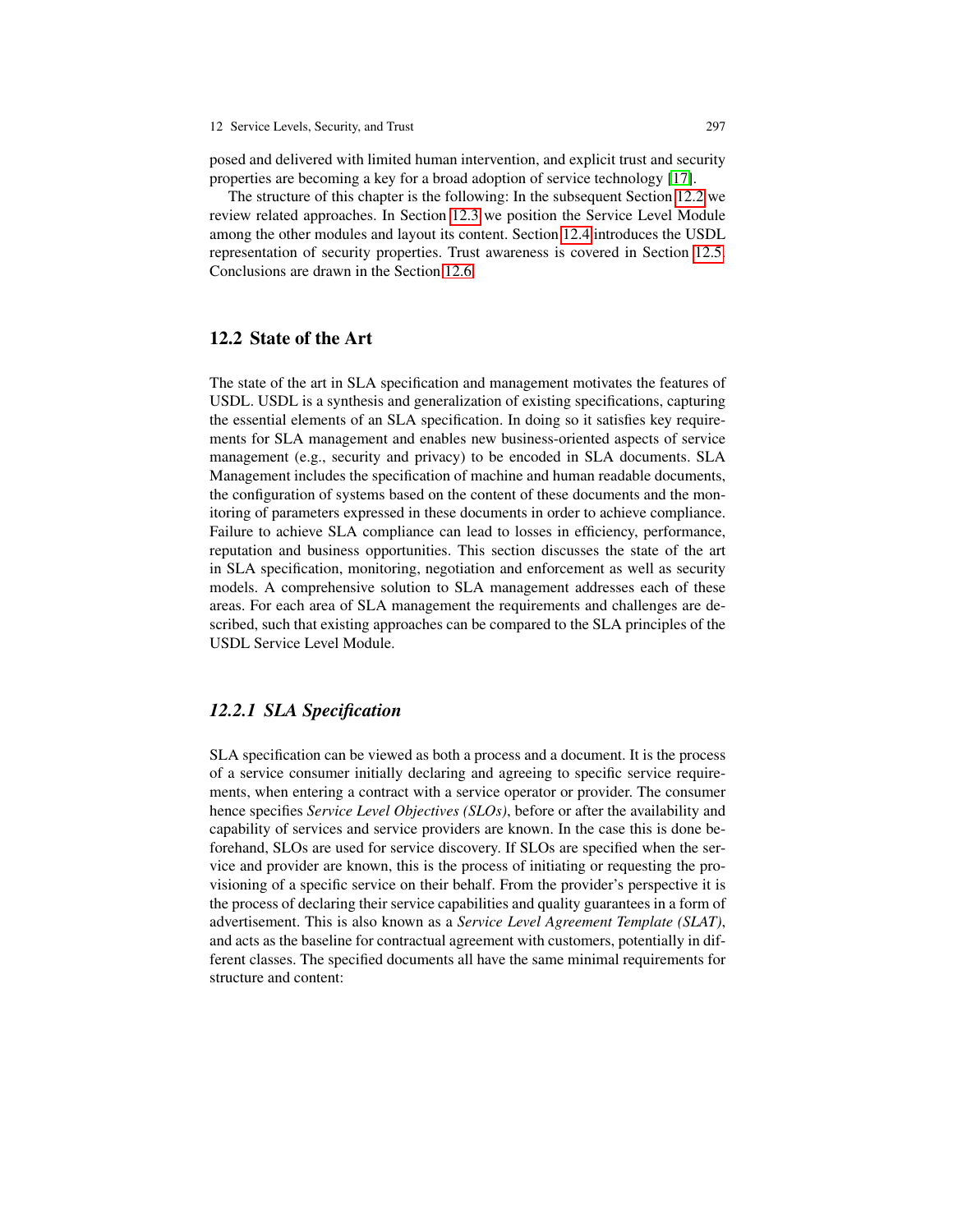posed and delivered with limited human intervention, and explicit trust and security properties are becoming a key for a broad adoption of service technology [17].

The structure of this chapter is the following: In the subsequent Section 12.2 we review related approaches. In Section 12.3 we position the Service Level Module among the other modules and layout its content. Section 12.4 introduces the USDL representation of security properties. Trust awareness is covered in Section 12.5. Conclusions are drawn in the Section 12.6.

## 12.2 State of the Art

The state of the art in SLA specification and management motivates the features of USDL. USDL is a synthesis and generalization of existing specifications, capturing the essential elements of an SLA specification. In doing so it satisfies key requirements for SLA management and enables new business-oriented aspects of service management (e.g., security and privacy) to be encoded in SLA documents. SLA Management includes the specification of machine and human readable documents, the configuration of systems based on the content of these documents and the monitoring of parameters expressed in these documents in order to achieve compliance. Failure to achieve SLA compliance can lead to losses in efficiency, performance, reputation and business opportunities. This section discusses the state of the art in SLA specification, monitoring, negotiation and enforcement as well as security models. A comprehensive solution to SLA management addresses each of these areas. For each area of SLA management the requirements and challenges are described, such that existing approaches can be compared to the SLA principles of the USDL Service Level Module.

### *12.2.1 SLA Specification*

SLA specification can be viewed as both a process and a document. It is the process of a service consumer initially declaring and agreeing to specific service requirements, when entering a contract with a service operator or provider. The consumer hence specifies *Service Level Objectives (SLOs)*, before or after the availability and capability of services and service providers are known. In the case this is done beforehand, SLOs are used for service discovery. If SLOs are specified when the service and provider are known, this is the process of initiating or requesting the provisioning of a specific service on their behalf. From the provider's perspective it is the process of declaring their service capabilities and quality guarantees in a form of advertisement. This is also known as a *Service Level Agreement Template (SLAT)*, and acts as the baseline for contractual agreement with customers, potentially in different classes. The specified documents all have the same minimal requirements for structure and content: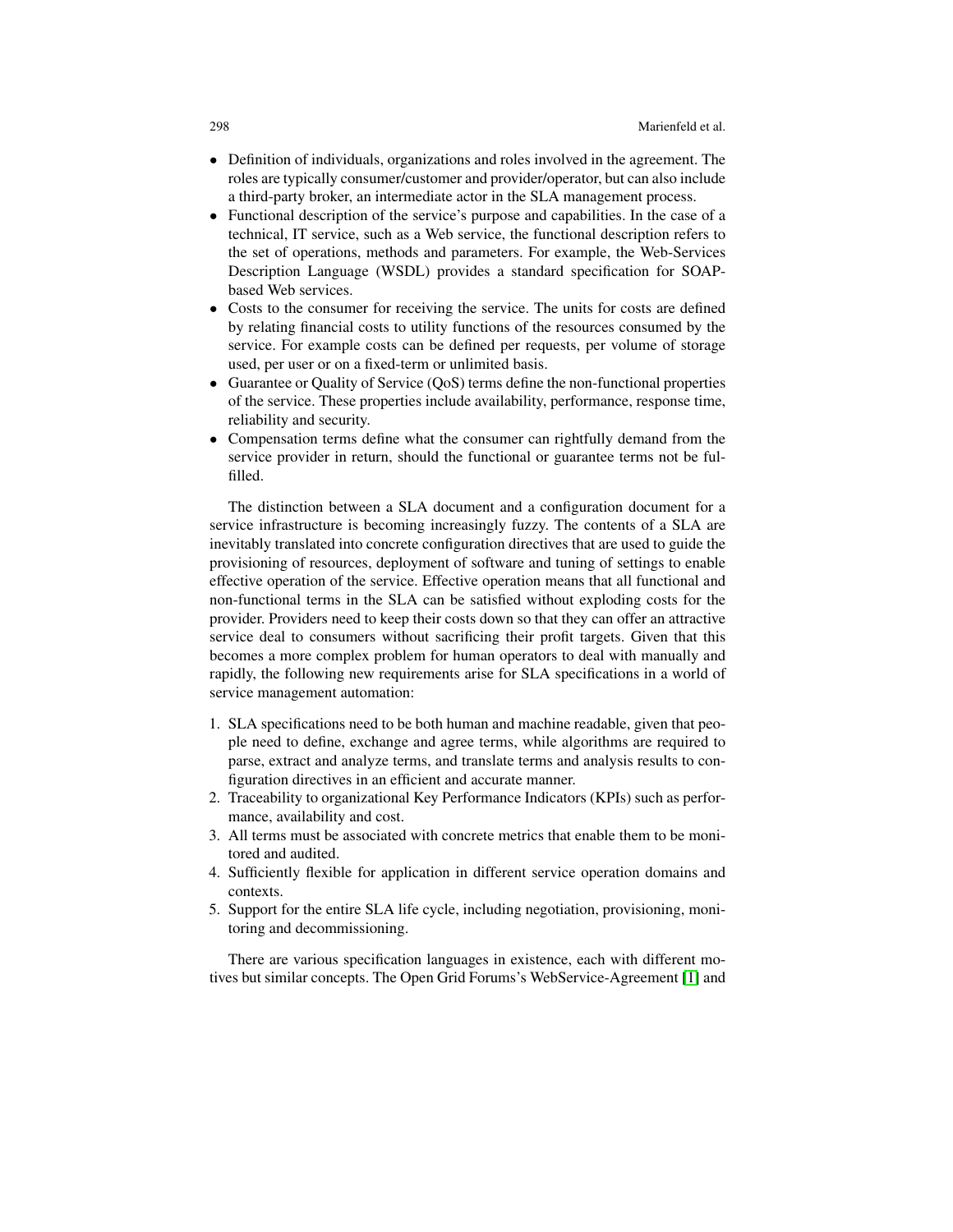- Definition of individuals, organizations and roles involved in the agreement. The roles are typically consumer/customer and provider/operator, but can also include a third-party broker, an intermediate actor in the SLA management process.
- Functional description of the service's purpose and capabilities. In the case of a technical, IT service, such as a Web service, the functional description refers to the set of operations, methods and parameters. For example, the Web-Services Description Language (WSDL) provides a standard specification for SOAP-based Web services.
- Costs to the consumer for receiving the service. The units for costs are defined by relating financial costs to utility functions of the resources consumed by the service. For example costs can be defined per requests, per volume of storage used, per user or on a fixed-term or unlimited basis.
- Guarantee or Quality of Service (QoS) terms define the non-functional properties of the service. These properties include availability, performance, response time, reliability and security.
- Compensation terms define what the consumer can rightfully demand from the service provider in return, should the functional or guarantee terms not be fulfilled.

The distinction between a SLA document and a configuration document for a service infrastructure is becoming increasingly fuzzy. The contents of a SLA are inevitably translated into concrete configuration directives that are used to guide the provisioning of resources, deployment of software and tuning of settings to enable effective operation of the service. Effective operation means that all functional and non-functional terms in the SLA can be satisfied without exploding costs for the provider. Providers need to keep their costs down so that they can offer an attractive service deal to consumers without sacrificing their profit targets. Given that this becomes a more complex problem for human operators to deal with manually and rapidly, the following new requirements arise for SLA specifications in a world of service management automation:

1. SLA specifications need to be both human and machine readable, given that people need to define, exchange and agree terms, while algorithms are required to parse, extract and analyze terms, and translate terms and analysis results to configuration directives in an efficient and accurate manner.
2. Traceability to organizational Key Performance Indicators (KPIs) such as performance, availability and cost.
3. All terms must be associated with concrete metrics that enable them to be monitored and audited.
4. Sufficiently flexible for application in different service operation domains and contexts.
5. Support for the entire SLA life cycle, including negotiation, provisioning, monitoring and decommissioning.

There are various specification languages in existence, each with different motives but similar concepts. The Open Grid Forums's WebService-Agreement [1] and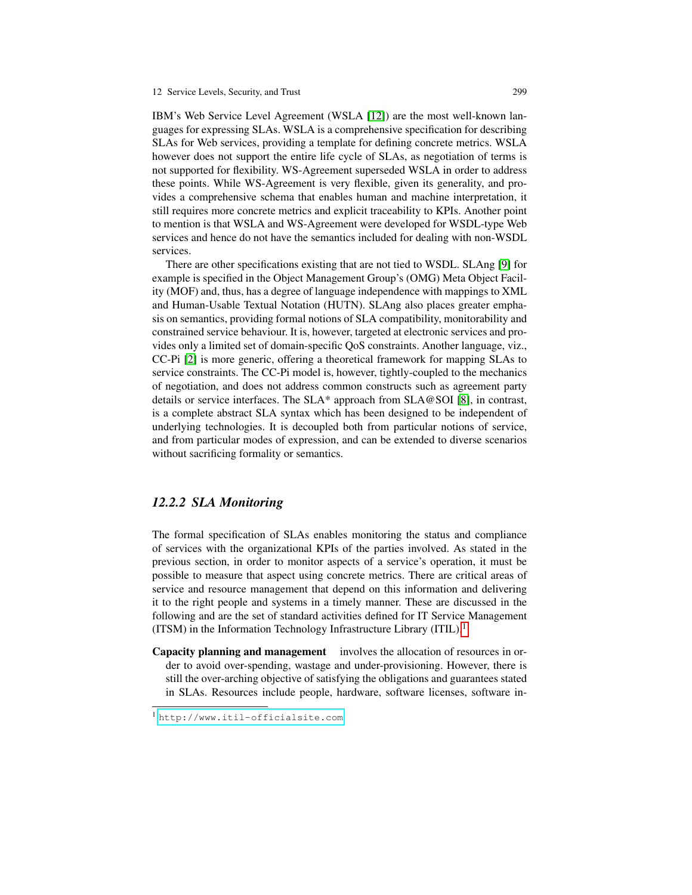IBM's Web Service Level Agreement (WSLA [12]) are the most well-known languages for expressing SLAs. WSLA is a comprehensive specification for describing SLAs for Web services, providing a template for defining concrete metrics. WSLA however does not support the entire life cycle of SLAs, as negotiation of terms is not supported for flexibility. WS-Agreement superseded WSLA in order to address these points. While WS-Agreement is very flexible, given its generality, and provides a comprehensive schema that enables human and machine interpretation, it still requires more concrete metrics and explicit traceability to KPIs. Another point to mention is that WSLA and WS-Agreement were developed for WSDL-type Web services and hence do not have the semantics included for dealing with non-WSDL services.

There are other specifications existing that are not tied to WSDL. SLAng [9] for example is specified in the Object Management Group's (OMG) Meta Object Facility (MOF) and, thus, has a degree of language independence with mappings to XML and Human-Usable Textual Notation (HUTN). SLAng also places greater emphasis on semantics, providing formal notions of SLA compatibility, monitorability and constrained service behaviour. It is, however, targeted at electronic services and provides only a limited set of domain-specific QoS constraints. Another language, viz., CC-Pi [2] is more generic, offering a theoretical framework for mapping SLAs to service constraints. The CC-Pi model is, however, tightly-coupled to the mechanics of negotiation, and does not address common constructs such as agreement party details or service interfaces. The SLA* approach from SLA@SOI [8], in contrast, is a complete abstract SLA syntax which has been designed to be independent of underlying technologies. It is decoupled both from particular notions of service, and from particular modes of expression, and can be extended to diverse scenarios without sacrificing formality or semantics.

### *12.2.2 SLA Monitoring*

The formal specification of SLAs enables monitoring the status and compliance of services with the organizational KPIs of the parties involved. As stated in the previous section, in order to monitor aspects of a service's operation, it must be possible to measure that aspect using concrete metrics. There are critical areas of service and resource management that depend on this information and delivering it to the right people and systems in a timely manner. These are discussed in the following and are the set of standard activities defined for IT Service Management (ITSM) in the Information Technology Infrastructure Library (ITIL).[1]

**Capacity planning and management** involves the allocation of resources in order to avoid over-spending, wastage and under-provisioning. However, there is still the over-arching objective of satisfying the obligations and guarantees stated in SLAs. Resources include people, hardware, software licenses, software in-

[1] http://www.itil-officialsite.com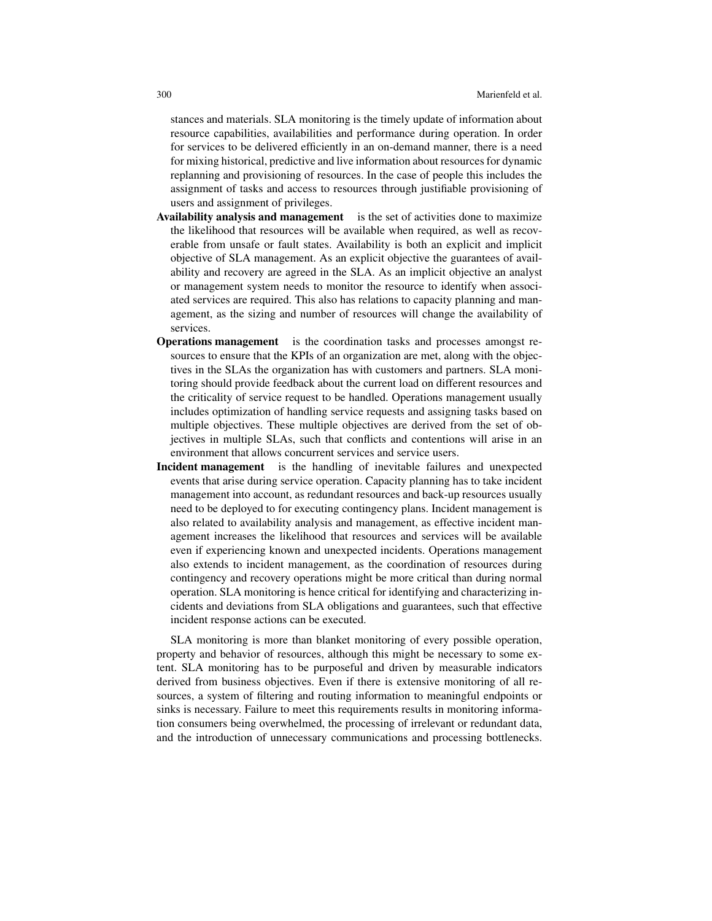stances and materials. SLA monitoring is the timely update of information about resource capabilities, availabilities and performance during operation. In order for services to be delivered efficiently in an on-demand manner, there is a need for mixing historical, predictive and live information about resources for dynamic replanning and provisioning of resources. In the case of people this includes the assignment of tasks and access to resources through justifiable provisioning of users and assignment of privileges.

**Availability analysis and management** is the set of activities done to maximize the likelihood that resources will be available when required, as well as recoverable from unsafe or fault states. Availability is both an explicit and implicit objective of SLA management. As an explicit objective the guarantees of availability and recovery are agreed in the SLA. As an implicit objective an analyst or management system needs to monitor the resource to identify when associated services are required. This also has relations to capacity planning and management, as the sizing and number of resources will change the availability of services.

**Operations management** is the coordination tasks and processes amongst resources to ensure that the KPIs of an organization are met, along with the objectives in the SLAs the organization has with customers and partners. SLA monitoring should provide feedback about the current load on different resources and the criticality of service request to be handled. Operations management usually includes optimization of handling service requests and assigning tasks based on multiple objectives. These multiple objectives are derived from the set of objectives in multiple SLAs, such that conflicts and contentions will arise in an environment that allows concurrent services and service users.

**Incident management** is the handling of inevitable failures and unexpected events that arise during service operation. Capacity planning has to take incident management into account, as redundant resources and back-up resources usually need to be deployed to for executing contingency plans. Incident management is also related to availability analysis and management, as effective incident management increases the likelihood that resources and services will be available even if experiencing known and unexpected incidents. Operations management also extends to incident management, as the coordination of resources during contingency and recovery operations might be more critical than during normal operation. SLA monitoring is hence critical for identifying and characterizing incidents and deviations from SLA obligations and guarantees, such that effective incident response actions can be executed.

SLA monitoring is more than blanket monitoring of every possible operation, property and behavior of resources, although this might be necessary to some extent. SLA monitoring has to be purposeful and driven by measurable indicators derived from business objectives. Even if there is extensive monitoring of all resources, a system of filtering and routing information to meaningful endpoints or sinks is necessary. Failure to meet this requirements results in monitoring information consumers being overwhelmed, the processing of irrelevant or redundant data, and the introduction of unnecessary communications and processing bottlenecks.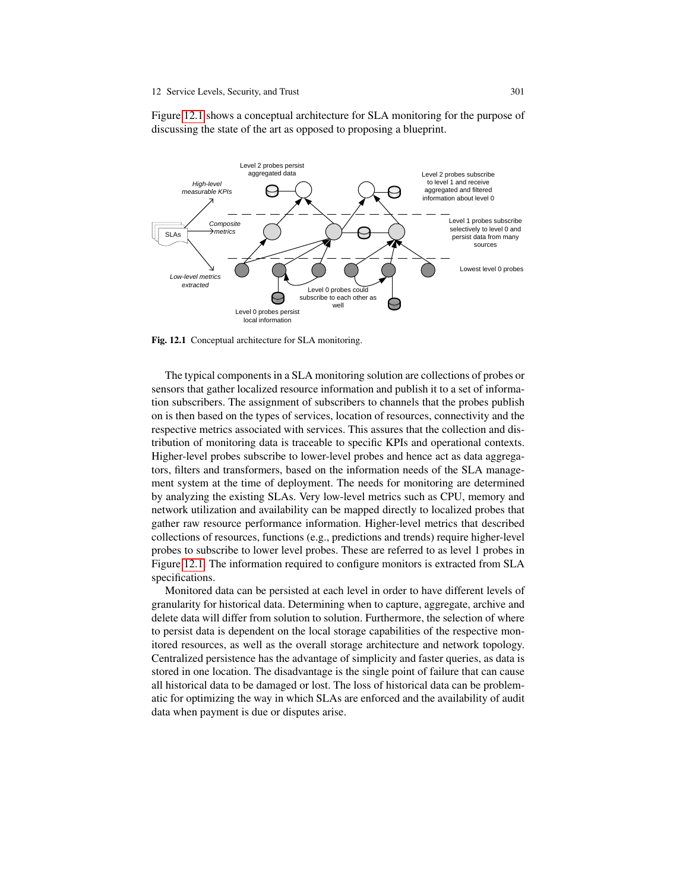Figure 12.1 shows a conceptual architecture for SLA monitoring for the purpose of discussing the state of the art as opposed to proposing a blueprint.

**Fig. 12.1** Conceptual architecture for SLA monitoring.

The typical components in a SLA monitoring solution are collections of probes or sensors that gather localized resource information and publish it to a set of information subscribers. The assignment of subscribers to channels that the probes publish on is then based on the types of services, location of resources, connectivity and the respective metrics associated with services. This assures that the collection and distribution of monitoring data is traceable to specific KPIs and operational contexts. Higher-level probes subscribe to lower-level probes and hence act as data aggregators, filters and transformers, based on the information needs of the SLA management system at the time of deployment. The needs for monitoring are determined by analyzing the existing SLAs. Very low-level metrics such as CPU, memory and network utilization and availability can be mapped directly to localized probes that gather raw resource performance information. Higher-level metrics that described collections of resources, functions (e.g., predictions and trends) require higher-level probes to subscribe to lower level probes. These are referred to as level 1 probes in Figure 12.1. The information required to configure monitors is extracted from SLA specifications.

Monitored data can be persisted at each level in order to have different levels of granularity for historical data. Determining when to capture, aggregate, archive and delete data will differ from solution to solution. Furthermore, the selection of where to persist data is dependent on the local storage capabilities of the respective monitored resources, as well as the overall storage architecture and network topology. Centralized persistence has the advantage of simplicity and faster queries, as data is stored in one location. The disadvantage is the single point of failure that can cause all historical data to be damaged or lost. The loss of historical data can be problematic for optimizing the way in which SLAs are enforced and the availability of audit data when payment is due or disputes arise.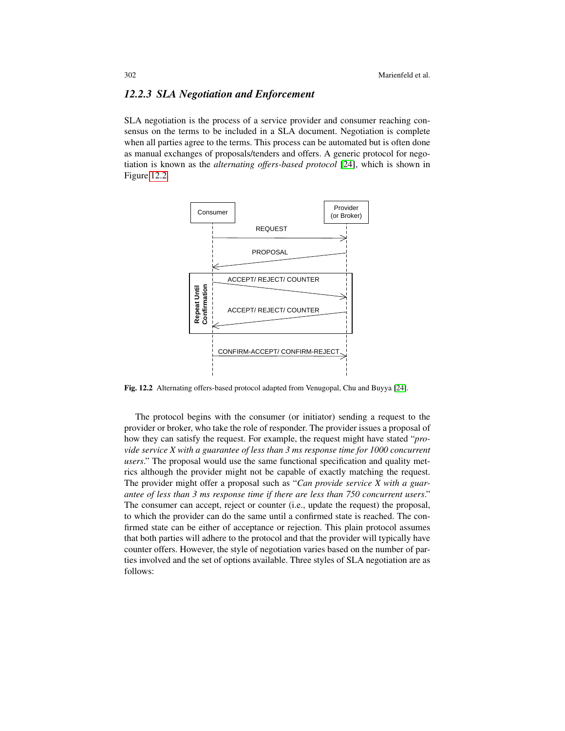### 12.2.3 SLA Negotiation and Enforcement

SLA negotiation is the process of a service provider and consumer reaching consensus on the terms to be included in a SLA document. Negotiation is complete when all parties agree to the terms. This process can be automated but is often done as manual exchanges of proposals/tenders and offers. A generic protocol for negotiation is known as the *alternating offers-based protocol* [24], which is shown in Figure 12.2.

Fig. 12.2 Alternating offers-based protocol adapted from Venugopal, Chu and Buyya [24].

The protocol begins with the consumer (or initiator) sending a request to the provider or broker, who take the role of responder. The provider issues a proposal of how they can satisfy the request. For example, the request might have stated "*provide service X with a guarantee of less than 3 ms response time for 1000 concurrent users*." The proposal would use the same functional specification and quality metrics although the provider might not be capable of exactly matching the request. The provider might offer a proposal such as "*Can provide service X with a guarantee of less than 3 ms response time if there are less than 750 concurrent users*." The consumer can accept, reject or counter (i.e., update the request) the proposal, to which the provider can do the same until a confirmed state is reached. The confirmed state can be either of acceptance or rejection. This plain protocol assumes that both parties will adhere to the protocol and that the provider will typically have counter offers. However, the style of negotiation varies based on the number of parties involved and the set of options available. Three styles of SLA negotiation are as follows: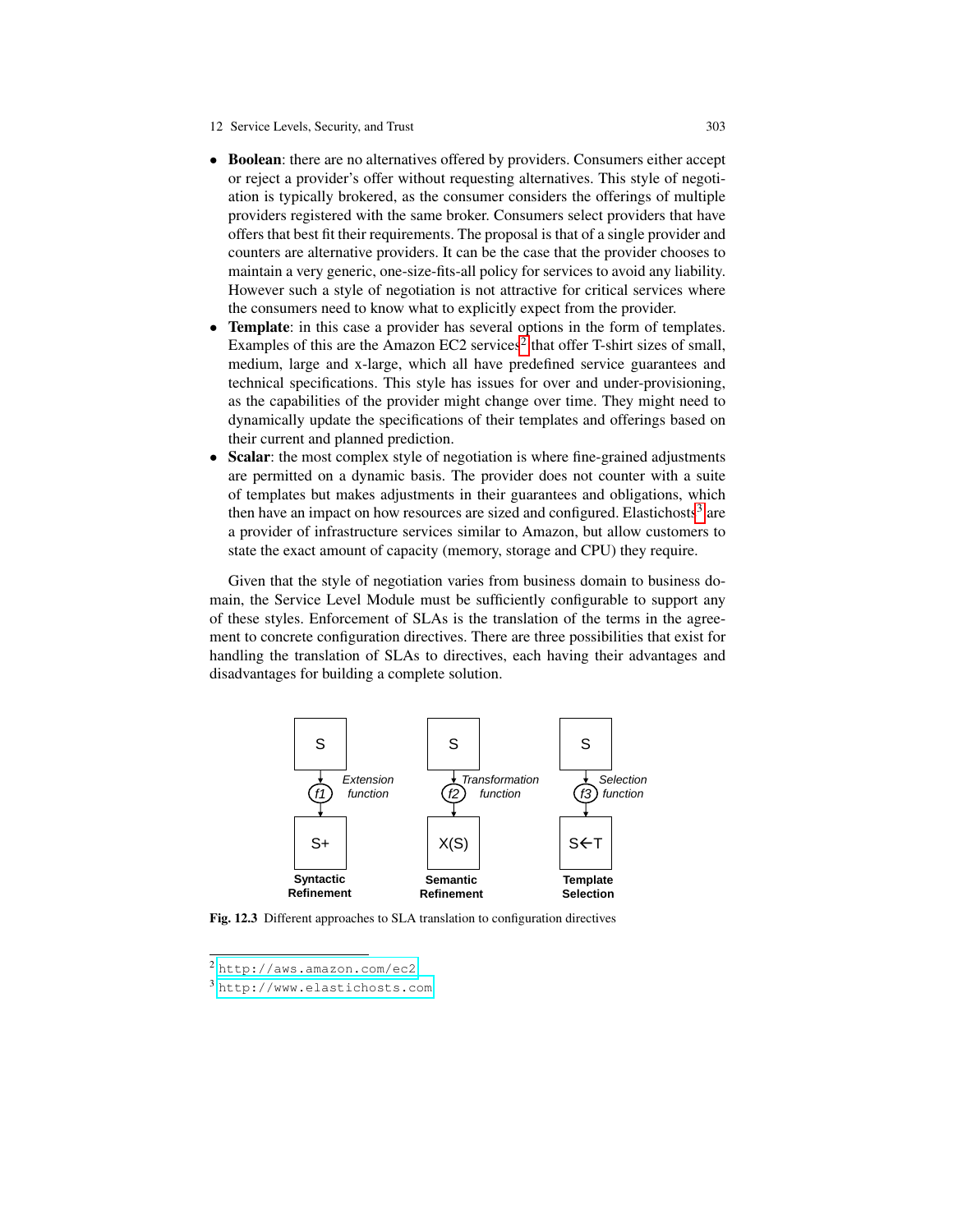- **Boolean**: there are no alternatives offered by providers. Consumers either accept or reject a provider's offer without requesting alternatives. This style of negotiation is typically brokered, as the consumer considers the offerings of multiple providers registered with the same broker. Consumers select providers that have offers that best fit their requirements. The proposal is that of a single provider and counters are alternative providers. It can be the case that the provider chooses to maintain a very generic, one-size-fits-all policy for services to avoid any liability. However such a style of negotiation is not attractive for critical services where the consumers need to know what to explicitly expect from the provider.
- **Template**: in this case a provider has several options in the form of templates. Examples of this are the Amazon EC2 services[2] that offer T-shirt sizes of small, medium, large and x-large, which all have predefined service guarantees and technical specifications. This style has issues for over and under-provisioning, as the capabilities of the provider might change over time. They might need to dynamically update the specifications of their templates and offerings based on their current and planned prediction.
- **Scalar**: the most complex style of negotiation is where fine-grained adjustments are permitted on a dynamic basis. The provider does not counter with a suite of templates but makes adjustments in their guarantees and obligations, which then have an impact on how resources are sized and configured. Elastichosts[3] are a provider of infrastructure services similar to Amazon, but allow customers to state the exact amount of capacity (memory, storage and CPU) they require.

Given that the style of negotiation varies from business domain to business domain, the Service Level Module must be sufficiently configurable to support any of these styles. Enforcement of SLAs is the translation of the terms in the agreement to concrete configuration directives. There are three possibilities that exist for handling the translation of SLAs to directives, each having their advantages and disadvantages for building a complete solution.

S → *f1* (*Extension function*) → S+ — **Syntactic Refinement**

S → *f2* (*Transformation function*) → X(S) — **Semantic Refinement**

S → *f3* (*Selection function*) → S←T — **Template Selection**

**Fig. 12.3** Different approaches to SLA translation to configuration directives

[2] http://aws.amazon.com/ec2

[3] http://www.elastichosts.com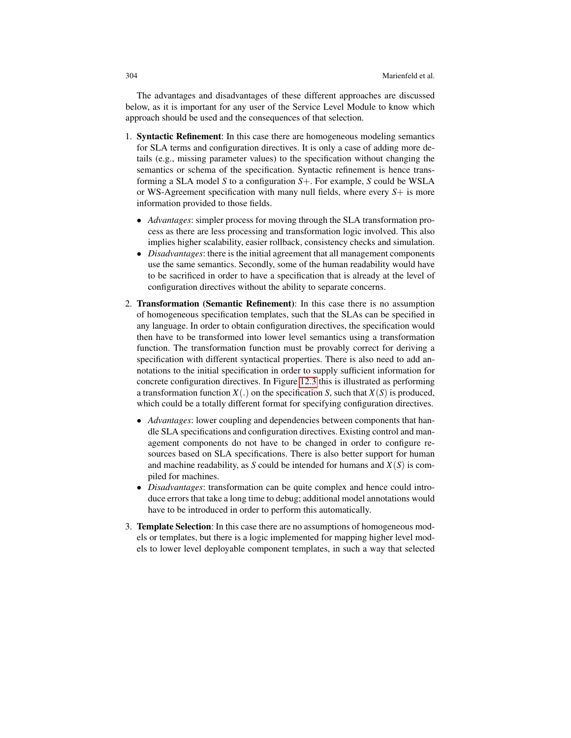The advantages and disadvantages of these different approaches are discussed below, as it is important for any user of the Service Level Module to know which approach should be used and the consequences of that selection.

1. **Syntactic Refinement**: In this case there are homogeneous modeling semantics for SLA terms and configuration directives. It is only a case of adding more details (e.g., missing parameter values) to the specification without changing the semantics or schema of the specification. Syntactic refinement is hence transforming a SLA model $S$ to a configuration $S+$. For example, $S$ could be WSLA or WS-Agreement specification with many null fields, where every $S+$ is more information provided to those fields.
   - *Advantages*: simpler process for moving through the SLA transformation process as there are less processing and transformation logic involved. This also implies higher scalability, easier rollback, consistency checks and simulation.
   - *Disadvantages*: there is the initial agreement that all management components use the same semantics. Secondly, some of the human readability would have to be sacrificed in order to have a specification that is already at the level of configuration directives without the ability to separate concerns.
2. **Transformation (Semantic Refinement)**: In this case there is no assumption of homogeneous specification templates, such that the SLAs can be specified in any language. In order to obtain configuration directives, the specification would then have to be transformed into lower level semantics using a transformation function. The transformation function must be provably correct for deriving a specification with different syntactical properties. There is also need to add annotations to the initial specification in order to supply sufficient information for concrete configuration directives. In Figure 12.3 this is illustrated as performing a transformation function $X(.)$ on the specification $S$, such that $X(S)$ is produced, which could be a totally different format for specifying configuration directives.
   - *Advantages*: lower coupling and dependencies between components that handle SLA specifications and configuration directives. Existing control and management components do not have to be changed in order to configure resources based on SLA specifications. There is also better support for human and machine readability, as $S$ could be intended for humans and $X(S)$ is compiled for machines.
   - *Disadvantages*: transformation can be quite complex and hence could introduce errors that take a long time to debug; additional model annotations would have to be introduced in order to perform this automatically.
3. **Template Selection**: In this case there are no assumptions of homogeneous models or templates, but there is a logic implemented for mapping higher level models to lower level deployable component templates, in such a way that selected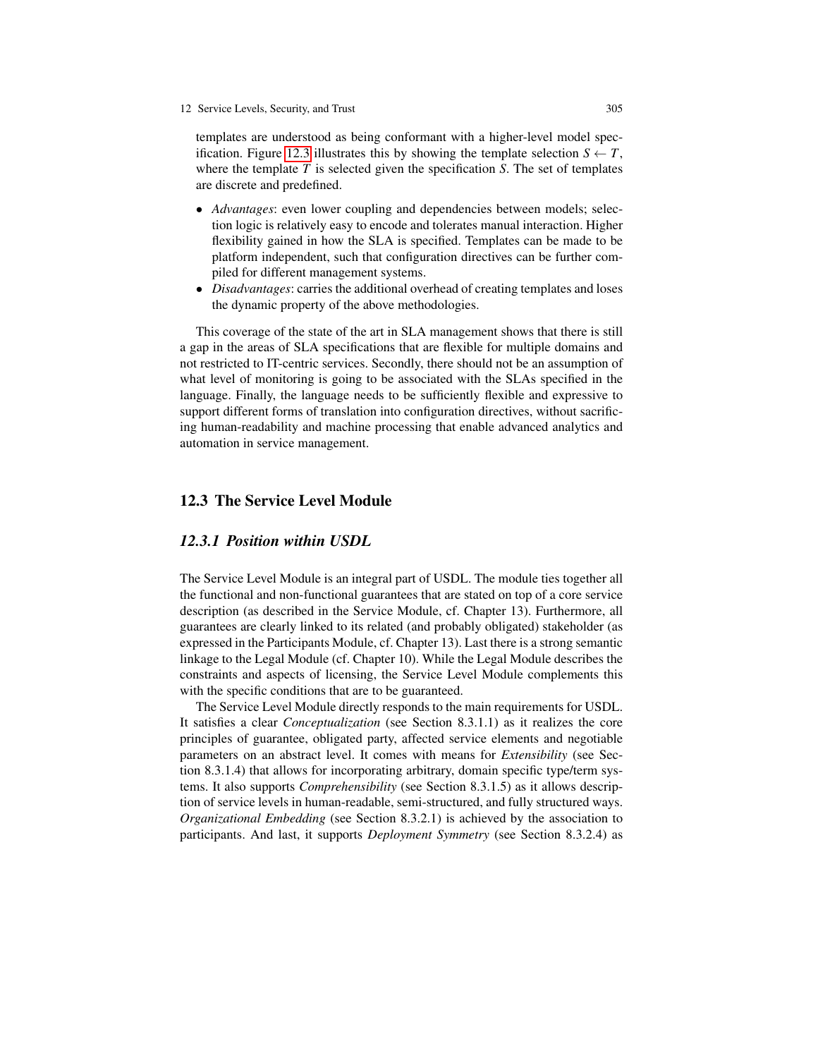templates are understood as being conformant with a higher-level model specification. Figure 12.3 illustrates this by showing the template selection $S \leftarrow T$, where the template $T$ is selected given the specification $S$. The set of templates are discrete and predefined.

- *Advantages*: even lower coupling and dependencies between models; selection logic is relatively easy to encode and tolerates manual interaction. Higher flexibility gained in how the SLA is specified. Templates can be made to be platform independent, such that configuration directives can be further compiled for different management systems.
- *Disadvantages*: carries the additional overhead of creating templates and loses the dynamic property of the above methodologies.

This coverage of the state of the art in SLA management shows that there is still a gap in the areas of SLA specifications that are flexible for multiple domains and not restricted to IT-centric services. Secondly, there should not be an assumption of what level of monitoring is going to be associated with the SLAs specified in the language. Finally, the language needs to be sufficiently flexible and expressive to support different forms of translation into configuration directives, without sacrificing human-readability and machine processing that enable advanced analytics and automation in service management.

## 12.3 The Service Level Module

### *12.3.1 Position within USDL*

The Service Level Module is an integral part of USDL. The module ties together all the functional and non-functional guarantees that are stated on top of a core service description (as described in the Service Module, cf. Chapter 13). Furthermore, all guarantees are clearly linked to its related (and probably obligated) stakeholder (as expressed in the Participants Module, cf. Chapter 13). Last there is a strong semantic linkage to the Legal Module (cf. Chapter 10). While the Legal Module describes the constraints and aspects of licensing, the Service Level Module complements this with the specific conditions that are to be guaranteed.

The Service Level Module directly responds to the main requirements for USDL. It satisfies a clear *Conceptualization* (see Section 8.3.1.1) as it realizes the core principles of guarantee, obligated party, affected service elements and negotiable parameters on an abstract level. It comes with means for *Extensibility* (see Section 8.3.1.4) that allows for incorporating arbitrary, domain specific type/term systems. It also supports *Comprehensibility* (see Section 8.3.1.5) as it allows description of service levels in human-readable, semi-structured, and fully structured ways. *Organizational Embedding* (see Section 8.3.2.1) is achieved by the association to participants. And last, it supports *Deployment Symmetry* (see Section 8.3.2.4) as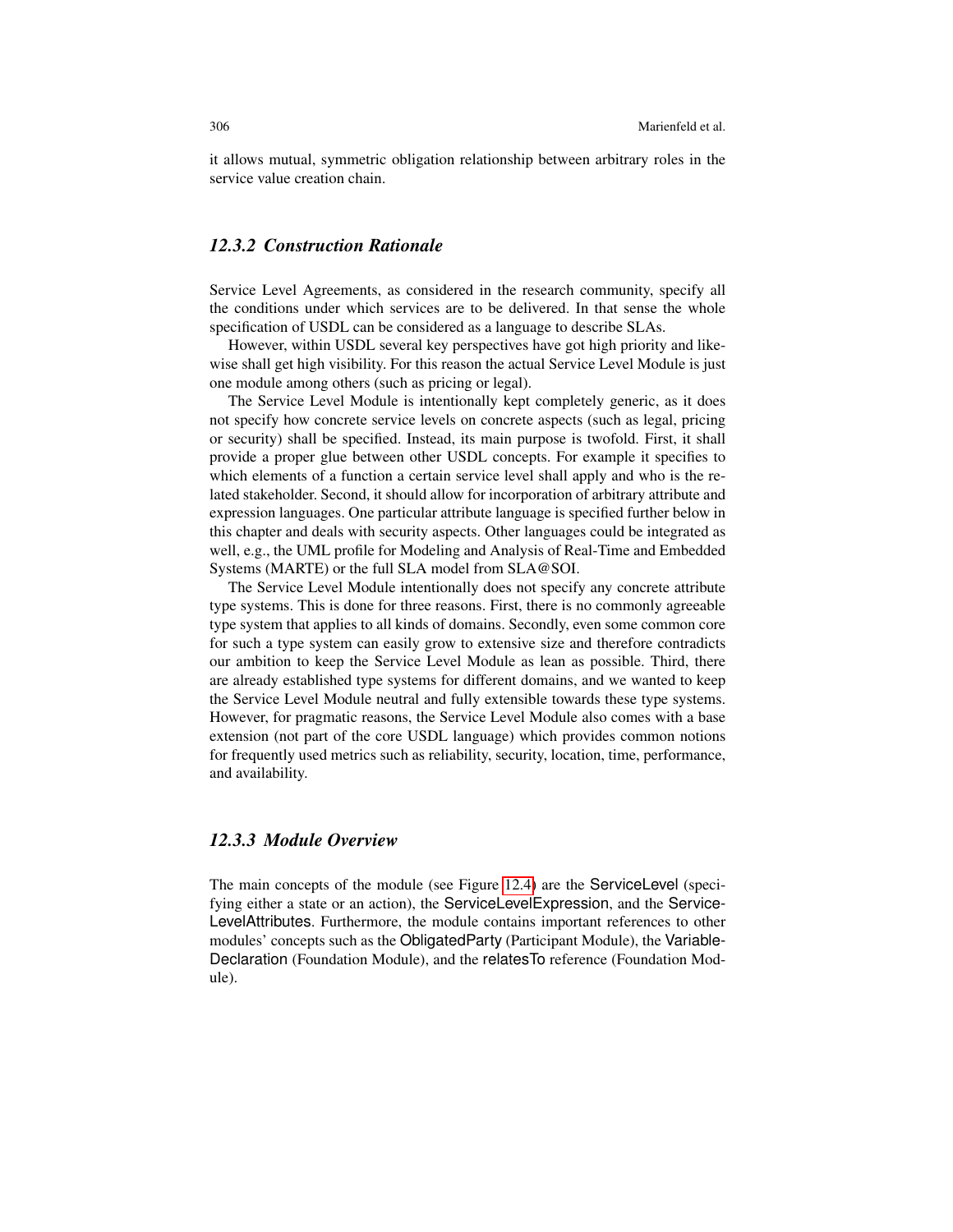it allows mutual, symmetric obligation relationship between arbitrary roles in the service value creation chain.

### *12.3.2 Construction Rationale*

Service Level Agreements, as considered in the research community, specify all the conditions under which services are to be delivered. In that sense the whole specification of USDL can be considered as a language to describe SLAs.

However, within USDL several key perspectives have got high priority and likewise shall get high visibility. For this reason the actual Service Level Module is just one module among others (such as pricing or legal).

The Service Level Module is intentionally kept completely generic, as it does not specify how concrete service levels on concrete aspects (such as legal, pricing or security) shall be specified. Instead, its main purpose is twofold. First, it shall provide a proper glue between other USDL concepts. For example it specifies to which elements of a function a certain service level shall apply and who is the related stakeholder. Second, it should allow for incorporation of arbitrary attribute and expression languages. One particular attribute language is specified further below in this chapter and deals with security aspects. Other languages could be integrated as well, e.g., the UML profile for Modeling and Analysis of Real-Time and Embedded Systems (MARTE) or the full SLA model from SLA@SOI.

The Service Level Module intentionally does not specify any concrete attribute type systems. This is done for three reasons. First, there is no commonly agreeable type system that applies to all kinds of domains. Secondly, even some common core for such a type system can easily grow to extensive size and therefore contradicts our ambition to keep the Service Level Module as lean as possible. Third, there are already established type systems for different domains, and we wanted to keep the Service Level Module neutral and fully extensible towards these type systems. However, for pragmatic reasons, the Service Level Module also comes with a base extension (not part of the core USDL language) which provides common notions for frequently used metrics such as reliability, security, location, time, performance, and availability.

### *12.3.3 Module Overview*

The main concepts of the module (see Figure 12.4) are the ServiceLevel (specifying either a state or an action), the ServiceLevelExpression, and the ServiceLevelAttributes. Furthermore, the module contains important references to other modules' concepts such as the ObligatedParty (Participant Module), the VariableDeclaration (Foundation Module), and the relatesTo reference (Foundation Module).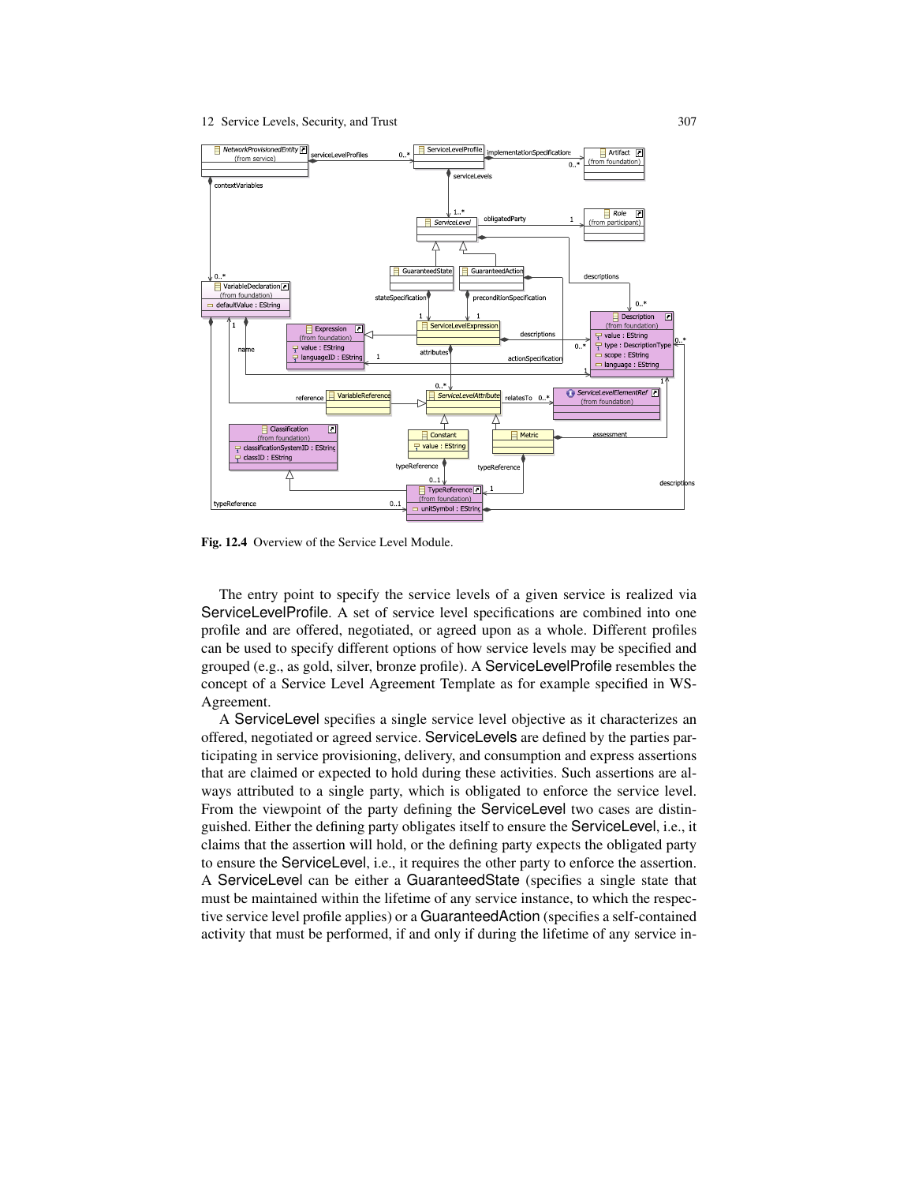Fig. 12.4 Overview of the Service Level Module.

The entry point to specify the service levels of a given service is realized via ServiceLevelProfile. A set of service level specifications are combined into one profile and are offered, negotiated, or agreed upon as a whole. Different profiles can be used to specify different options of how service levels may be specified and grouped (e.g., as gold, silver, bronze profile). A ServiceLevelProfile resembles the concept of a Service Level Agreement Template as for example specified in WS-Agreement.

A ServiceLevel specifies a single service level objective as it characterizes an offered, negotiated or agreed service. ServiceLevels are defined by the parties participating in service provisioning, delivery, and consumption and express assertions that are claimed or expected to hold during these activities. Such assertions are always attributed to a single party, which is obligated to enforce the service level. From the viewpoint of the party defining the ServiceLevel two cases are distinguished. Either the defining party obligates itself to ensure the ServiceLevel, i.e., it claims that the assertion will hold, or the defining party expects the obligated party to ensure the ServiceLevel, i.e., it requires the other party to enforce the assertion. A ServiceLevel can be either a GuaranteedState (specifies a single state that must be maintained within the lifetime of any service instance, to which the respective service level profile applies) or a GuaranteedAction (specifies a self-contained activity that must be performed, if and only if during the lifetime of any service in-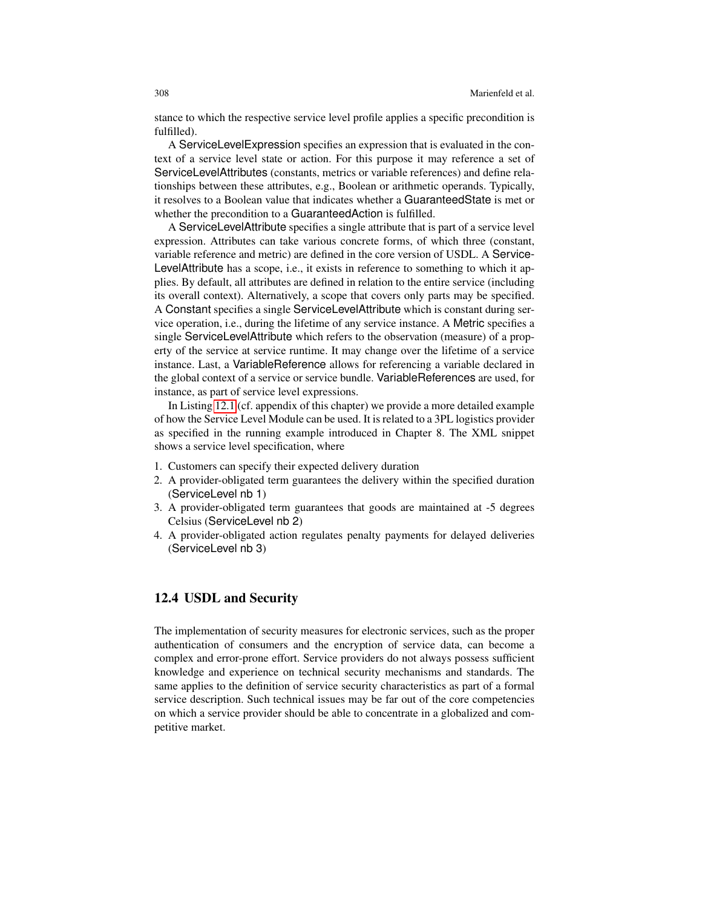stance to which the respective service level profile applies a specific precondition is fulfilled).

A ServiceLevelExpression specifies an expression that is evaluated in the context of a service level state or action. For this purpose it may reference a set of ServiceLevelAttributes (constants, metrics or variable references) and define relationships between these attributes, e.g., Boolean or arithmetic operands. Typically, it resolves to a Boolean value that indicates whether a GuaranteedState is met or whether the precondition to a GuaranteedAction is fulfilled.

A ServiceLevelAttribute specifies a single attribute that is part of a service level expression. Attributes can take various concrete forms, of which three (constant, variable reference and metric) are defined in the core version of USDL. A ServiceLevelAttribute has a scope, i.e., it exists in reference to something to which it applies. By default, all attributes are defined in relation to the entire service (including its overall context). Alternatively, a scope that covers only parts may be specified. A Constant specifies a single ServiceLevelAttribute which is constant during service operation, i.e., during the lifetime of any service instance. A Metric specifies a single ServiceLevelAttribute which refers to the observation (measure) of a property of the service at service runtime. It may change over the lifetime of a service instance. Last, a VariableReference allows for referencing a variable declared in the global context of a service or service bundle. VariableReferences are used, for instance, as part of service level expressions.

In Listing 12.1 (cf. appendix of this chapter) we provide a more detailed example of how the Service Level Module can be used. It is related to a 3PL logistics provider as specified in the running example introduced in Chapter 8. The XML snippet shows a service level specification, where

1. Customers can specify their expected delivery duration
2. A provider-obligated term guarantees the delivery within the specified duration (ServiceLevel nb 1)
3. A provider-obligated term guarantees that goods are maintained at -5 degrees Celsius (ServiceLevel nb 2)
4. A provider-obligated action regulates penalty payments for delayed deliveries (ServiceLevel nb 3)

## 12.4 USDL and Security

The implementation of security measures for electronic services, such as the proper authentication of consumers and the encryption of service data, can become a complex and error-prone effort. Service providers do not always possess sufficient knowledge and experience on technical security mechanisms and standards. The same applies to the definition of service security characteristics as part of a formal service description. Such technical issues may be far out of the core competencies on which a service provider should be able to concentrate in a globalized and competitive market.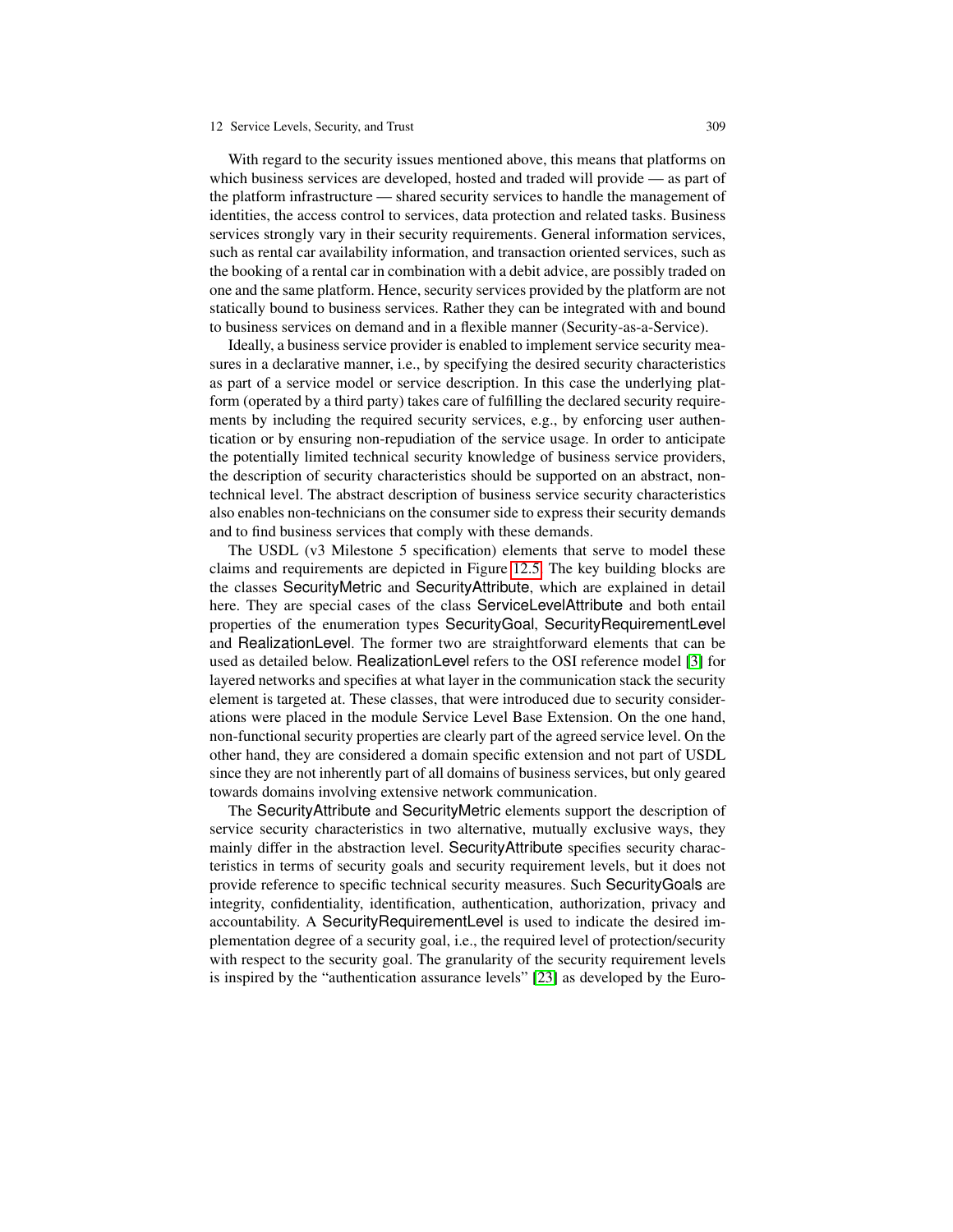With regard to the security issues mentioned above, this means that platforms on which business services are developed, hosted and traded will provide — as part of the platform infrastructure — shared security services to handle the management of identities, the access control to services, data protection and related tasks. Business services strongly vary in their security requirements. General information services, such as rental car availability information, and transaction oriented services, such as the booking of a rental car in combination with a debit advice, are possibly traded on one and the same platform. Hence, security services provided by the platform are not statically bound to business services. Rather they can be integrated with and bound to business services on demand and in a flexible manner (Security-as-a-Service).

Ideally, a business service provider is enabled to implement service security measures in a declarative manner, i.e., by specifying the desired security characteristics as part of a service model or service description. In this case the underlying platform (operated by a third party) takes care of fulfilling the declared security requirements by including the required security services, e.g., by enforcing user authentication or by ensuring non-repudiation of the service usage. In order to anticipate the potentially limited technical security knowledge of business service providers, the description of security characteristics should be supported on an abstract, non-technical level. The abstract description of business service security characteristics also enables non-technicians on the consumer side to express their security demands and to find business services that comply with these demands.

The USDL (v3 Milestone 5 specification) elements that serve to model these claims and requirements are depicted in Figure 12.5. The key building blocks are the classes SecurityMetric and SecurityAttribute, which are explained in detail here. They are special cases of the class ServiceLevelAttribute and both entail properties of the enumeration types SecurityGoal, SecurityRequirementLevel and RealizationLevel. The former two are straightforward elements that can be used as detailed below. RealizationLevel refers to the OSI reference model [3] for layered networks and specifies at what layer in the communication stack the security element is targeted at. These classes, that were introduced due to security considerations were placed in the module Service Level Base Extension. On the one hand, non-functional security properties are clearly part of the agreed service level. On the other hand, they are considered a domain specific extension and not part of USDL since they are not inherently part of all domains of business services, but only geared towards domains involving extensive network communication.

The SecurityAttribute and SecurityMetric elements support the description of service security characteristics in two alternative, mutually exclusive ways, they mainly differ in the abstraction level. SecurityAttribute specifies security characteristics in terms of security goals and security requirement levels, but it does not provide reference to specific technical security measures. Such SecurityGoals are integrity, confidentiality, identification, authentication, authorization, privacy and accountability. A SecurityRequirementLevel is used to indicate the desired implementation degree of a security goal, i.e., the required level of protection/security with respect to the security goal. The granularity of the security requirement levels is inspired by the "authentication assurance levels" [23] as developed by the Euro-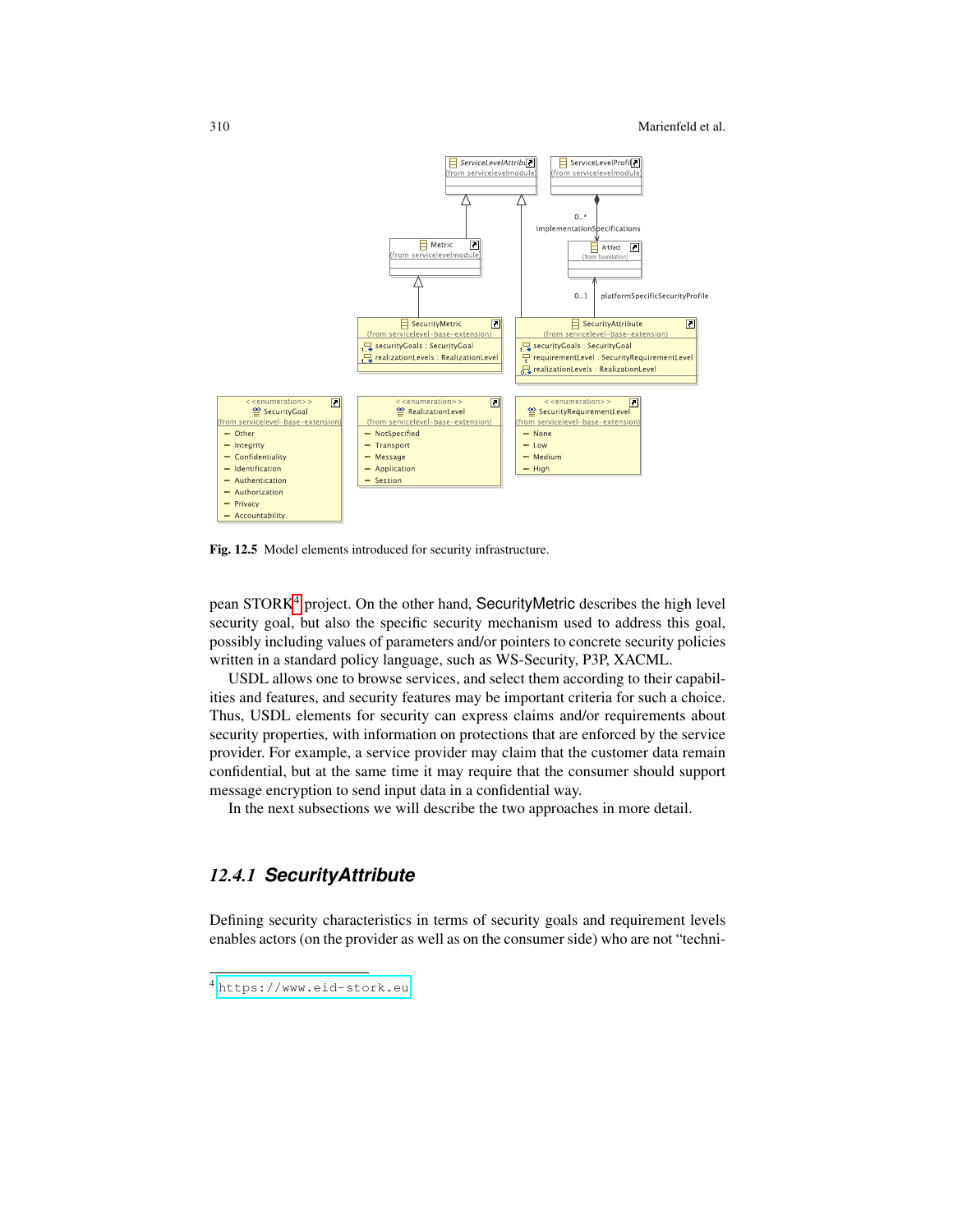Fig. 12.5 Model elements introduced for security infrastructure.

pean STORK[4] project. On the other hand, SecurityMetric describes the high level security goal, but also the specific security mechanism used to address this goal, possibly including values of parameters and/or pointers to concrete security policies written in a standard policy language, such as WS-Security, P3P, XACML.

USDL allows one to browse services, and select them according to their capabilities and features, and security features may be important criteria for such a choice. Thus, USDL elements for security can express claims and/or requirements about security properties, with information on protections that are enforced by the service provider. For example, a service provider may claim that the customer data remain confidential, but at the same time it may require that the consumer should support message encryption to send input data in a confidential way.

In the next subsections we will describe the two approaches in more detail.

### 12.4.1 *SecurityAttribute*

Defining security characteristics in terms of security goals and requirement levels enables actors (on the provider as well as on the consumer side) who are not "techni-

[4] https://www.eid-stork.eu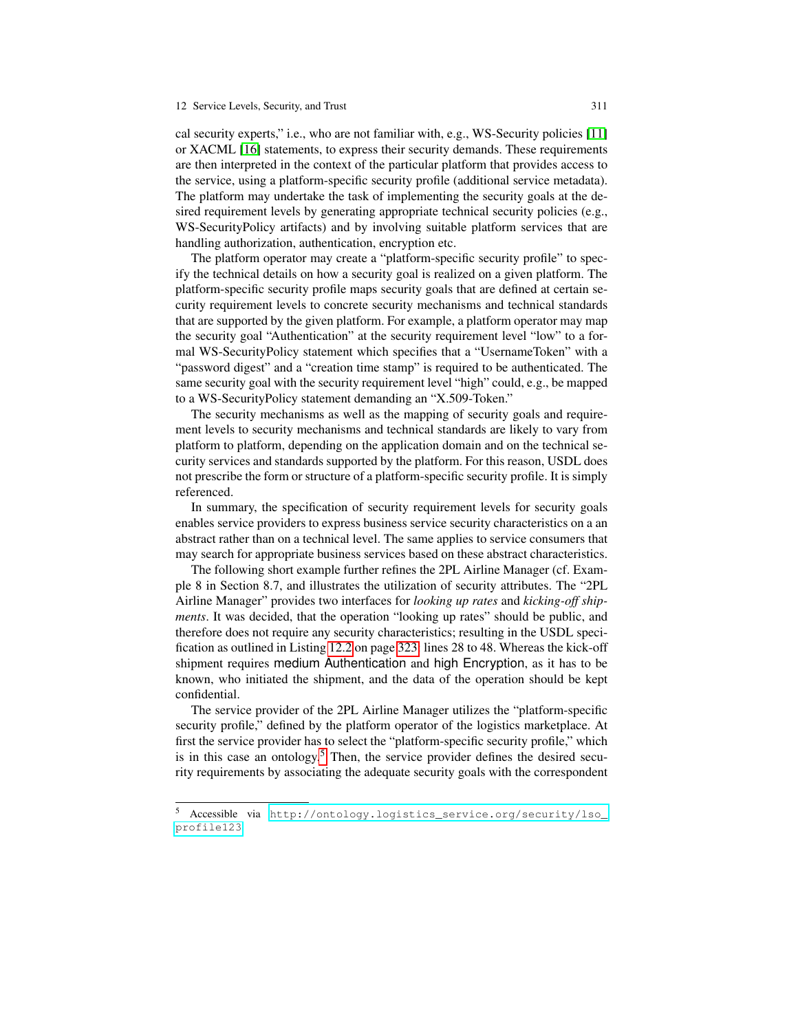cal security experts," i.e., who are not familiar with, e.g., WS-Security policies [11] or XACML [16] statements, to express their security demands. These requirements are then interpreted in the context of the particular platform that provides access to the service, using a platform-specific security profile (additional service metadata). The platform may undertake the task of implementing the security goals at the desired requirement levels by generating appropriate technical security policies (e.g., WS-SecurityPolicy artifacts) and by involving suitable platform services that are handling authorization, authentication, encryption etc.

The platform operator may create a "platform-specific security profile" to specify the technical details on how a security goal is realized on a given platform. The platform-specific security profile maps security goals that are defined at certain security requirement levels to concrete security mechanisms and technical standards that are supported by the given platform. For example, a platform operator may map the security goal "Authentication" at the security requirement level "low" to a formal WS-SecurityPolicy statement which specifies that a "UsernameToken" with a "password digest" and a "creation time stamp" is required to be authenticated. The same security goal with the security requirement level "high" could, e.g., be mapped to a WS-SecurityPolicy statement demanding an "X.509-Token."

The security mechanisms as well as the mapping of security goals and requirement levels to security mechanisms and technical standards are likely to vary from platform to platform, depending on the application domain and on the technical security services and standards supported by the platform. For this reason, USDL does not prescribe the form or structure of a platform-specific security profile. It is simply referenced.

In summary, the specification of security requirement levels for security goals enables service providers to express business service security characteristics on a an abstract rather than on a technical level. The same applies to service consumers that may search for appropriate business services based on these abstract characteristics.

The following short example further refines the 2PL Airline Manager (cf. Example 8 in Section 8.7, and illustrates the utilization of security attributes. The "2PL Airline Manager" provides two interfaces for *looking up rates* and *kicking-off shipments*. It was decided, that the operation "looking up rates" should be public, and therefore does not require any security characteristics; resulting in the USDL specification as outlined in Listing 12.2 on page 323, lines 28 to 48. Whereas the kick-off shipment requires medium Authentication and high Encryption, as it has to be known, who initiated the shipment, and the data of the operation should be kept confidential.

The service provider of the 2PL Airline Manager utilizes the "platform-specific security profile," defined by the platform operator of the logistics marketplace. At first the service provider has to select the "platform-specific security profile," which is in this case an ontology.[5] Then, the service provider defines the desired security requirements by associating the adequate security goals with the correspondent

[5] Accessible via http://ontology.logistics_service.org/security/lso_profile123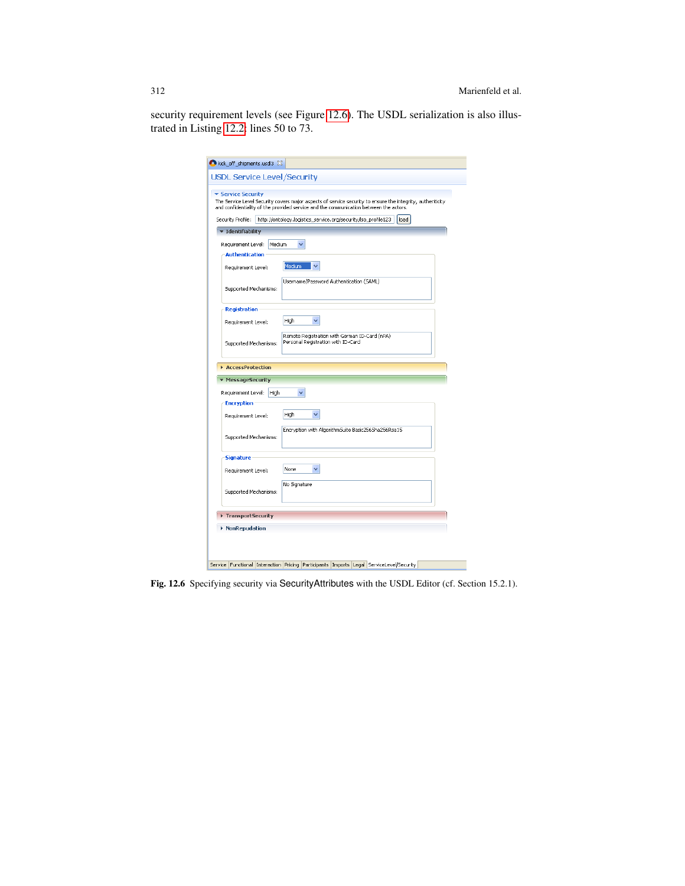security requirement levels (see Figure 12.6). The USDL serialization is also illustrated in Listing 12.2: lines 50 to 73.

Fig. 12.6 Specifying security via SecurityAttributes with the USDL Editor (cf. Section 15.2.1).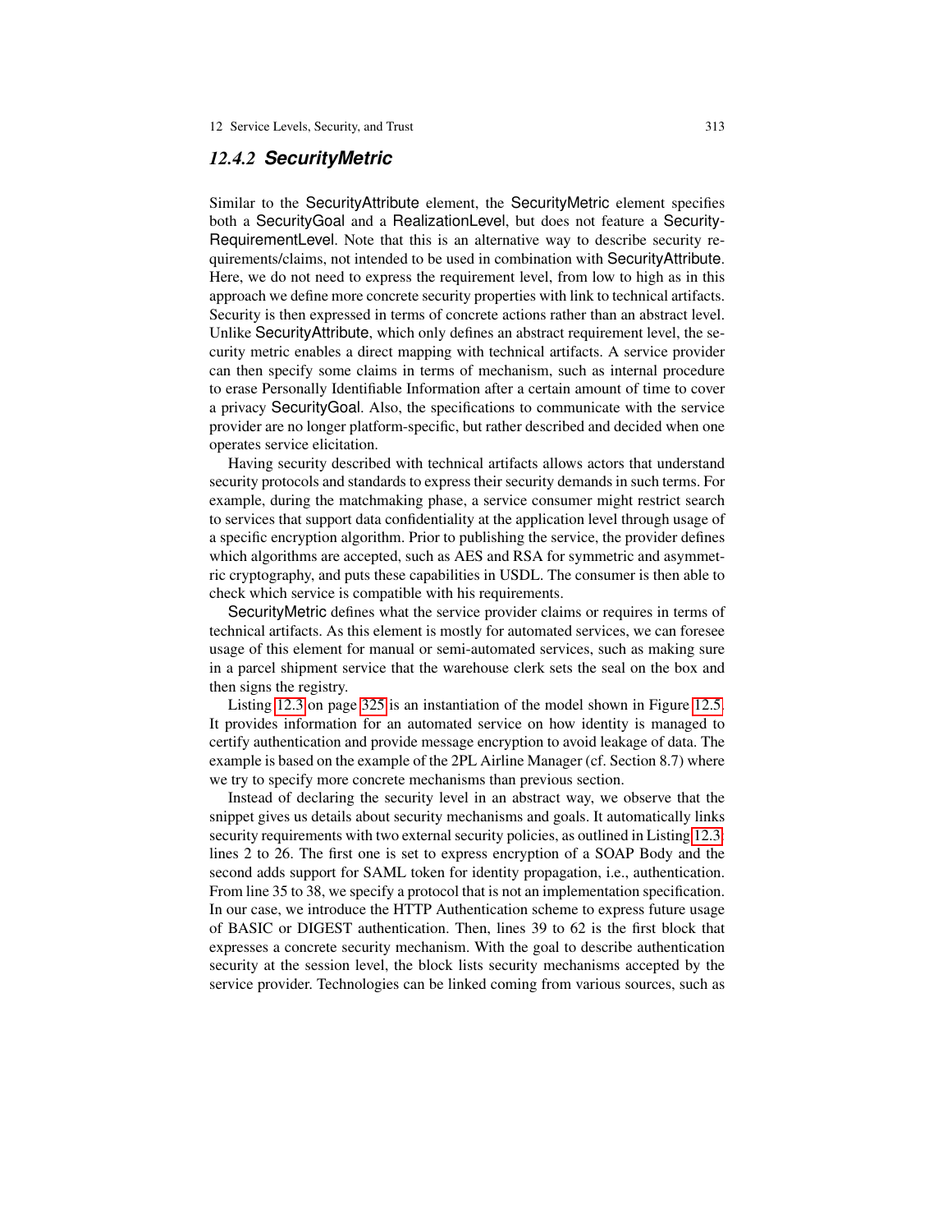### 12.4.2 *SecurityMetric*

Similar to the SecurityAttribute element, the SecurityMetric element specifies both a SecurityGoal and a RealizationLevel, but does not feature a Security-RequirementLevel. Note that this is an alternative way to describe security requirements/claims, not intended to be used in combination with SecurityAttribute. Here, we do not need to express the requirement level, from low to high as in this approach we define more concrete security properties with link to technical artifacts. Security is then expressed in terms of concrete actions rather than an abstract level. Unlike SecurityAttribute, which only defines an abstract requirement level, the security metric enables a direct mapping with technical artifacts. A service provider can then specify some claims in terms of mechanism, such as internal procedure to erase Personally Identifiable Information after a certain amount of time to cover a privacy SecurityGoal. Also, the specifications to communicate with the service provider are no longer platform-specific, but rather described and decided when one operates service elicitation.

Having security described with technical artifacts allows actors that understand security protocols and standards to express their security demands in such terms. For example, during the matchmaking phase, a service consumer might restrict search to services that support data confidentiality at the application level through usage of a specific encryption algorithm. Prior to publishing the service, the provider defines which algorithms are accepted, such as AES and RSA for symmetric and asymmetric cryptography, and puts these capabilities in USDL. The consumer is then able to check which service is compatible with his requirements.

SecurityMetric defines what the service provider claims or requires in terms of technical artifacts. As this element is mostly for automated services, we can foresee usage of this element for manual or semi-automated services, such as making sure in a parcel shipment service that the warehouse clerk sets the seal on the box and then signs the registry.

Listing 12.3 on page 325 is an instantiation of the model shown in Figure 12.5. It provides information for an automated service on how identity is managed to certify authentication and provide message encryption to avoid leakage of data. The example is based on the example of the 2PL Airline Manager (cf. Section 8.7) where we try to specify more concrete mechanisms than previous section.

Instead of declaring the security level in an abstract way, we observe that the snippet gives us details about security mechanisms and goals. It automatically links security requirements with two external security policies, as outlined in Listing 12.3, lines 2 to 26. The first one is set to express encryption of a SOAP Body and the second adds support for SAML token for identity propagation, i.e., authentication. From line 35 to 38, we specify a protocol that is not an implementation specification. In our case, we introduce the HTTP Authentication scheme to express future usage of BASIC or DIGEST authentication. Then, lines 39 to 62 is the first block that expresses a concrete security mechanism. With the goal to describe authentication security at the session level, the block lists security mechanisms accepted by the service provider. Technologies can be linked coming from various sources, such as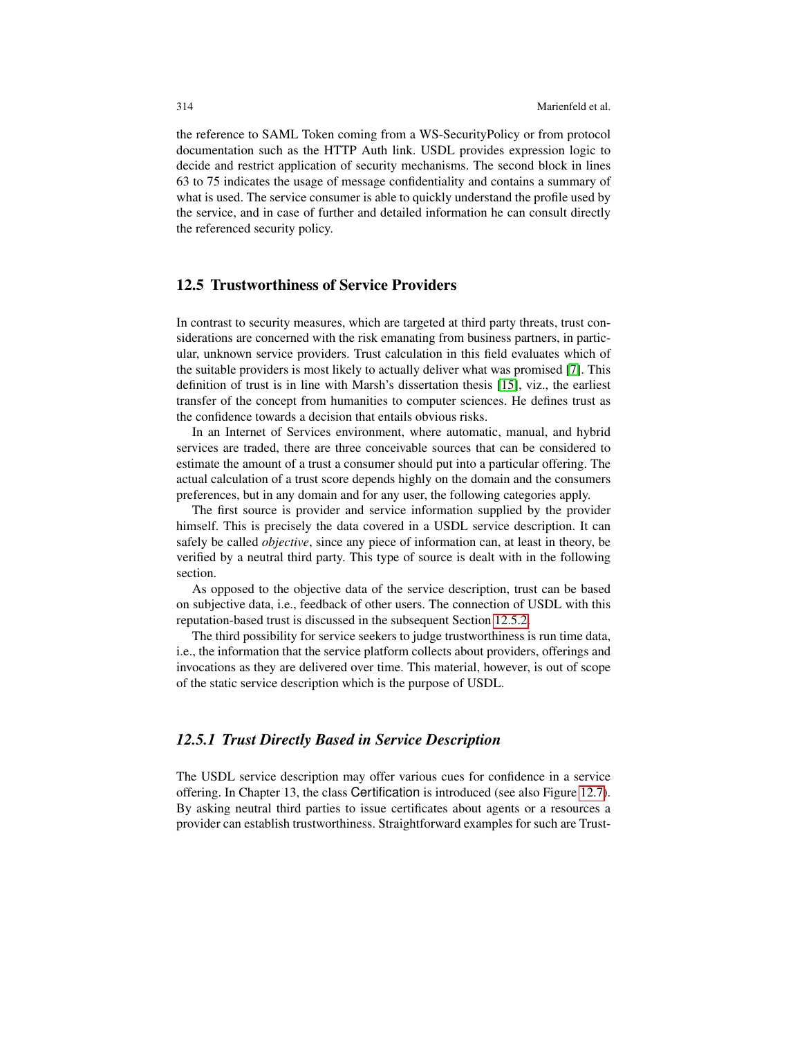the reference to SAML Token coming from a WS-SecurityPolicy or from protocol documentation such as the HTTP Auth link. USDL provides expression logic to decide and restrict application of security mechanisms. The second block in lines 63 to 75 indicates the usage of message confidentiality and contains a summary of what is used. The service consumer is able to quickly understand the profile used by the service, and in case of further and detailed information he can consult directly the referenced security policy.

## 12.5 Trustworthiness of Service Providers

In contrast to security measures, which are targeted at third party threats, trust considerations are concerned with the risk emanating from business partners, in particular, unknown service providers. Trust calculation in this field evaluates which of the suitable providers is most likely to actually deliver what was promised [7]. This definition of trust is in line with Marsh's dissertation thesis [15], viz., the earliest transfer of the concept from humanities to computer sciences. He defines trust as the confidence towards a decision that entails obvious risks.

In an Internet of Services environment, where automatic, manual, and hybrid services are traded, there are three conceivable sources that can be considered to estimate the amount of a trust a consumer should put into a particular offering. The actual calculation of a trust score depends highly on the domain and the consumers preferences, but in any domain and for any user, the following categories apply.

The first source is provider and service information supplied by the provider himself. This is precisely the data covered in a USDL service description. It can safely be called *objective*, since any piece of information can, at least in theory, be verified by a neutral third party. This type of source is dealt with in the following section.

As opposed to the objective data of the service description, trust can be based on subjective data, i.e., feedback of other users. The connection of USDL with this reputation-based trust is discussed in the subsequent Section 12.5.2.

The third possibility for service seekers to judge trustworthiness is run time data, i.e., the information that the service platform collects about providers, offerings and invocations as they are delivered over time. This material, however, is out of scope of the static service description which is the purpose of USDL.

### *12.5.1 Trust Directly Based in Service Description*

The USDL service description may offer various cues for confidence in a service offering. In Chapter 13, the class Certification is introduced (see also Figure 12.7). By asking neutral third parties to issue certificates about agents or a resources a provider can establish trustworthiness. Straightforward examples for such are Trust-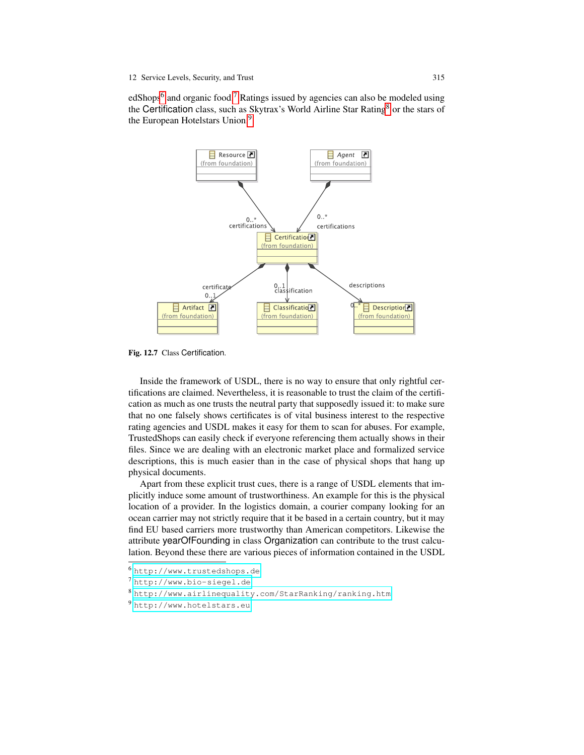edShops[6] and organic food.[7] Ratings issued by agencies can also be modeled using the Certification class, such as Skytrax's World Airline Star Rating[8] or the stars of the European Hotelstars Union.[9]

Fig. 12.7 Class Certification.

Inside the framework of USDL, there is no way to ensure that only rightful certifications are claimed. Nevertheless, it is reasonable to trust the claim of the certification as much as one trusts the neutral party that supposedly issued it: to make sure that no one falsely shows certificates is of vital business interest to the respective rating agencies and USDL makes it easy for them to scan for abuses. For example, TrustedShops can easily check if everyone referencing them actually shows in their files. Since we are dealing with an electronic market place and formalized service descriptions, this is much easier than in the case of physical shops that hang up physical documents.

Apart from these explicit trust cues, there is a range of USDL elements that implicitly induce some amount of trustworthiness. An example for this is the physical location of a provider. In the logistics domain, a courier company looking for an ocean carrier may not strictly require that it be based in a certain country, but it may find EU based carriers more trustworthy than American competitors. Likewise the attribute yearOfFounding in class Organization can contribute to the trust calculation. Beyond these there are various pieces of information contained in the USDL

[6] http://www.trustedshops.de

[7] http://www.bio-siegel.de

[8] http://www.airlinequality.com/StarRanking/ranking.htm

[9] http://www.hotelstars.eu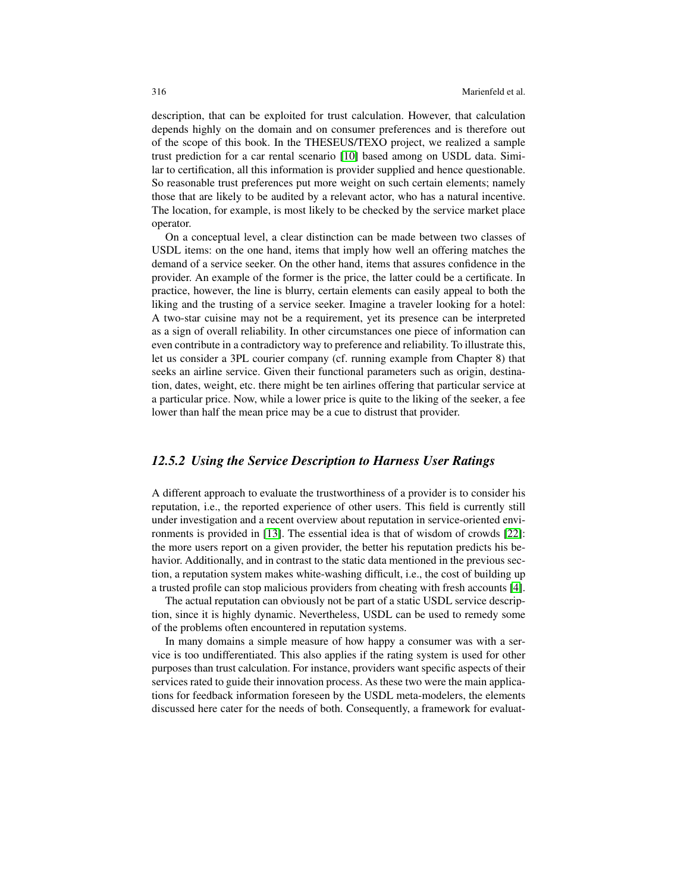description, that can be exploited for trust calculation. However, that calculation depends highly on the domain and on consumer preferences and is therefore out of the scope of this book. In the THESEUS/TEXO project, we realized a sample trust prediction for a car rental scenario [10] based among on USDL data. Similar to certification, all this information is provider supplied and hence questionable. So reasonable trust preferences put more weight on such certain elements; namely those that are likely to be audited by a relevant actor, who has a natural incentive. The location, for example, is most likely to be checked by the service market place operator.

On a conceptual level, a clear distinction can be made between two classes of USDL items: on the one hand, items that imply how well an offering matches the demand of a service seeker. On the other hand, items that assures confidence in the provider. An example of the former is the price, the latter could be a certificate. In practice, however, the line is blurry, certain elements can easily appeal to both the liking and the trusting of a service seeker. Imagine a traveler looking for a hotel: A two-star cuisine may not be a requirement, yet its presence can be interpreted as a sign of overall reliability. In other circumstances one piece of information can even contribute in a contradictory way to preference and reliability. To illustrate this, let us consider a 3PL courier company (cf. running example from Chapter 8) that seeks an airline service. Given their functional parameters such as origin, destination, dates, weight, etc. there might be ten airlines offering that particular service at a particular price. Now, while a lower price is quite to the liking of the seeker, a fee lower than half the mean price may be a cue to distrust that provider.

### *12.5.2 Using the Service Description to Harness User Ratings*

A different approach to evaluate the trustworthiness of a provider is to consider his reputation, i.e., the reported experience of other users. This field is currently still under investigation and a recent overview about reputation in service-oriented environments is provided in [13]. The essential idea is that of wisdom of crowds [22]: the more users report on a given provider, the better his reputation predicts his behavior. Additionally, and in contrast to the static data mentioned in the previous section, a reputation system makes white-washing difficult, i.e., the cost of building up a trusted profile can stop malicious providers from cheating with fresh accounts [4].

The actual reputation can obviously not be part of a static USDL service description, since it is highly dynamic. Nevertheless, USDL can be used to remedy some of the problems often encountered in reputation systems.

In many domains a simple measure of how happy a consumer was with a service is too undifferentiated. This also applies if the rating system is used for other purposes than trust calculation. For instance, providers want specific aspects of their services rated to guide their innovation process. As these two were the main applications for feedback information foreseen by the USDL meta-modelers, the elements discussed here cater for the needs of both. Consequently, a framework for evaluat-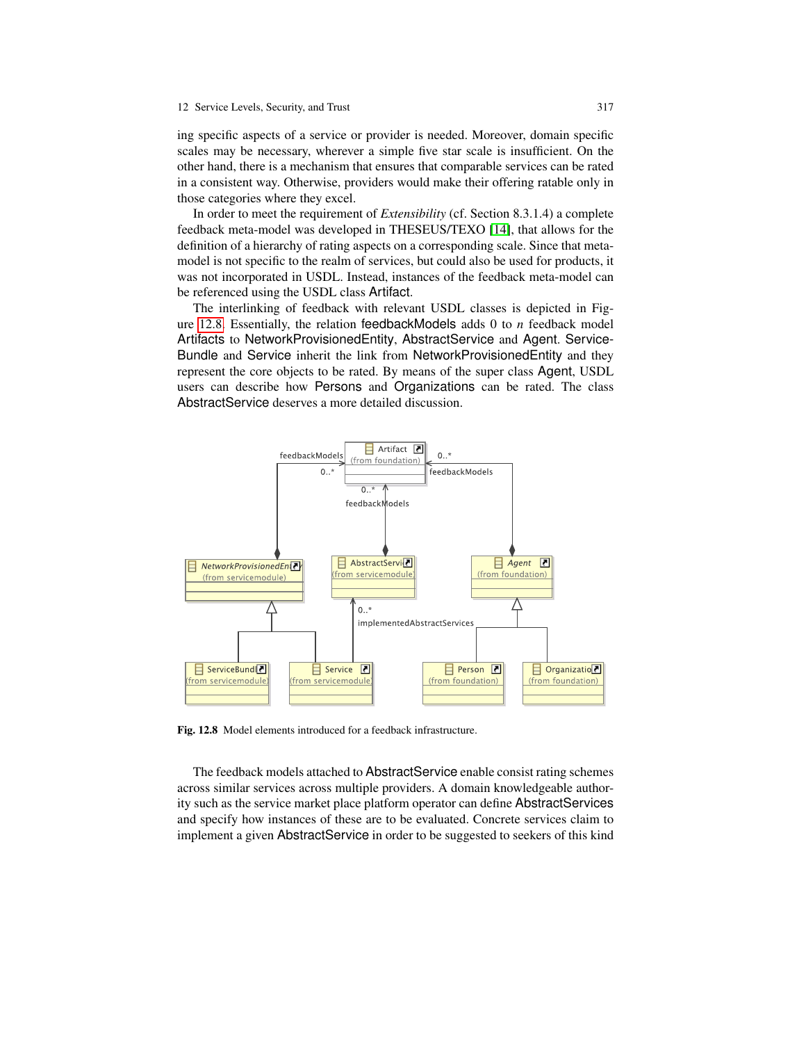ing specific aspects of a service or provider is needed. Moreover, domain specific scales may be necessary, wherever a simple five star scale is insufficient. On the other hand, there is a mechanism that ensures that comparable services can be rated in a consistent way. Otherwise, providers would make their offering ratable only in those categories where they excel.

In order to meet the requirement of *Extensibility* (cf. Section 8.3.1.4) a complete feedback meta-model was developed in THESEUS/TEXO [14], that allows for the definition of a hierarchy of rating aspects on a corresponding scale. Since that meta-model is not specific to the realm of services, but could also be used for products, it was not incorporated in USDL. Instead, instances of the feedback meta-model can be referenced using the USDL class Artifact.

The interlinking of feedback with relevant USDL classes is depicted in Figure 12.8. Essentially, the relation feedbackModels adds 0 to *n* feedback model Artifacts to NetworkProvisionedEntity, AbstractService and Agent. ServiceBundle and Service inherit the link from NetworkProvisionedEntity and they represent the core objects to be rated. By means of the super class Agent, USDL users can describe how Persons and Organizations can be rated. The class AbstractService deserves a more detailed discussion.

**Fig. 12.8** Model elements introduced for a feedback infrastructure.

The feedback models attached to AbstractService enable consist rating schemes across similar services across multiple providers. A domain knowledgeable authority such as the service market place platform operator can define AbstractServices and specify how instances of these are to be evaluated. Concrete services claim to implement a given AbstractService in order to be suggested to seekers of this kind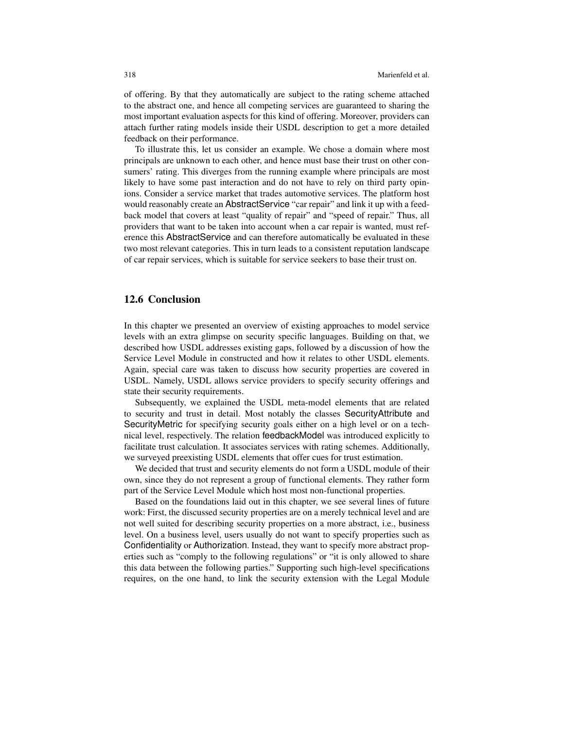of offering. By that they automatically are subject to the rating scheme attached to the abstract one, and hence all competing services are guaranteed to sharing the most important evaluation aspects for this kind of offering. Moreover, providers can attach further rating models inside their USDL description to get a more detailed feedback on their performance.

To illustrate this, let us consider an example. We chose a domain where most principals are unknown to each other, and hence must base their trust on other consumers' rating. This diverges from the running example where principals are most likely to have some past interaction and do not have to rely on third party opinions. Consider a service market that trades automotive services. The platform host would reasonably create an AbstractService "car repair" and link it up with a feedback model that covers at least "quality of repair" and "speed of repair." Thus, all providers that want to be taken into account when a car repair is wanted, must reference this AbstractService and can therefore automatically be evaluated in these two most relevant categories. This in turn leads to a consistent reputation landscape of car repair services, which is suitable for service seekers to base their trust on.

## 12.6 Conclusion

In this chapter we presented an overview of existing approaches to model service levels with an extra glimpse on security specific languages. Building on that, we described how USDL addresses existing gaps, followed by a discussion of how the Service Level Module in constructed and how it relates to other USDL elements. Again, special care was taken to discuss how security properties are covered in USDL. Namely, USDL allows service providers to specify security offerings and state their security requirements.

Subsequently, we explained the USDL meta-model elements that are related to security and trust in detail. Most notably the classes SecurityAttribute and SecurityMetric for specifying security goals either on a high level or on a technical level, respectively. The relation feedbackModel was introduced explicitly to facilitate trust calculation. It associates services with rating schemes. Additionally, we surveyed preexisting USDL elements that offer cues for trust estimation.

We decided that trust and security elements do not form a USDL module of their own, since they do not represent a group of functional elements. They rather form part of the Service Level Module which host most non-functional properties.

Based on the foundations laid out in this chapter, we see several lines of future work: First, the discussed security properties are on a merely technical level and are not well suited for describing security properties on a more abstract, i.e., business level. On a business level, users usually do not want to specify properties such as Confidentiality or Authorization. Instead, they want to specify more abstract properties such as "comply to the following regulations" or "it is only allowed to share this data between the following parties." Supporting such high-level specifications requires, on the one hand, to link the security extension with the Legal Module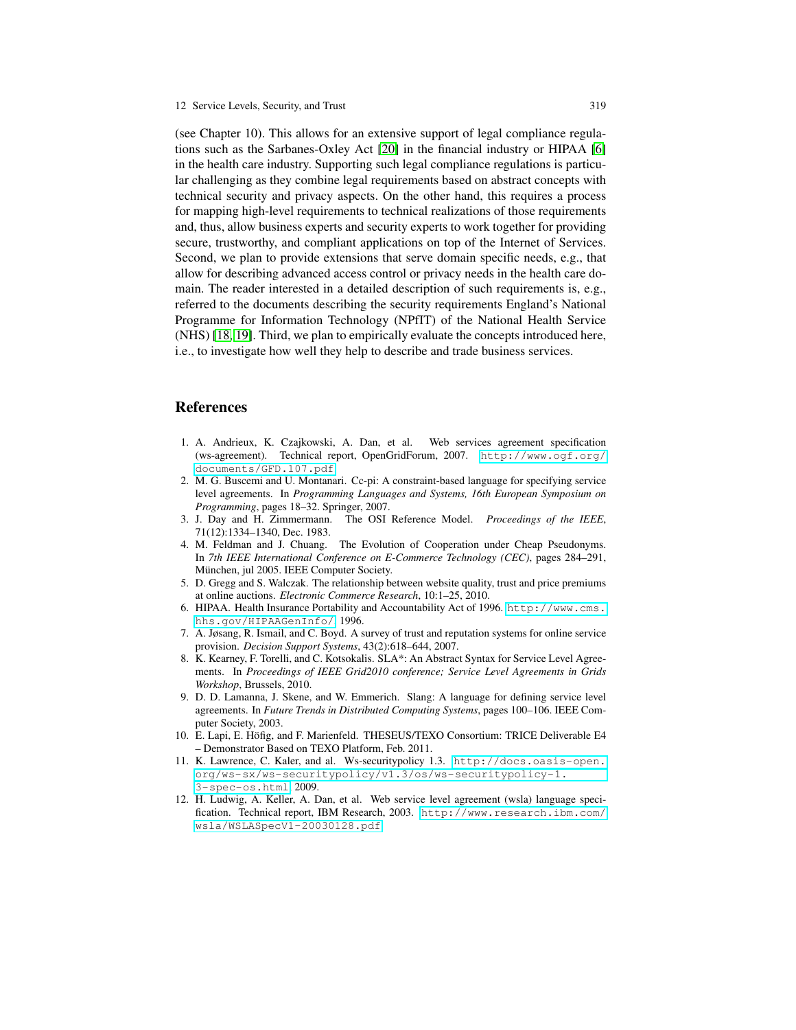(see Chapter 10). This allows for an extensive support of legal compliance regulations such as the Sarbanes-Oxley Act [20] in the financial industry or HIPAA [6] in the health care industry. Supporting such legal compliance regulations is particular challenging as they combine legal requirements based on abstract concepts with technical security and privacy aspects. On the other hand, this requires a process for mapping high-level requirements to technical realizations of those requirements and, thus, allow business experts and security experts to work together for providing secure, trustworthy, and compliant applications on top of the Internet of Services. Second, we plan to provide extensions that serve domain specific needs, e.g., that allow for describing advanced access control or privacy needs in the health care domain. The reader interested in a detailed description of such requirements is, e.g., referred to the documents describing the security requirements England's National Programme for Information Technology (NPfIT) of the National Health Service (NHS) [18, 19]. Third, we plan to empirically evaluate the concepts introduced here, i.e., to investigate how well they help to describe and trade business services.

## References

1. A. Andrieux, K. Czajkowski, A. Dan, et al. Web services agreement specification (ws-agreement). Technical report, OpenGridForum, 2007. http://www.ogf.org/documents/GFD.107.pdf.
2. M. G. Buscemi and U. Montanari. Cc-pi: A constraint-based language for specifying service level agreements. In *Programming Languages and Systems, 16th European Symposium on Programming*, pages 18–32. Springer, 2007.
3. J. Day and H. Zimmermann. The OSI Reference Model. *Proceedings of the IEEE*, 71(12):1334–1340, Dec. 1983.
4. M. Feldman and J. Chuang. The Evolution of Cooperation under Cheap Pseudonyms. In *7th IEEE International Conference on E-Commerce Technology (CEC)*, pages 284–291, München, jul 2005. IEEE Computer Society.
5. D. Gregg and S. Walczak. The relationship between website quality, trust and price premiums at online auctions. *Electronic Commerce Research*, 10:1–25, 2010.
6. HIPAA. Health Insurance Portability and Accountability Act of 1996. http://www.cms.hhs.gov/HIPAAGenInfo/, 1996.
7. A. Jøsang, R. Ismail, and C. Boyd. A survey of trust and reputation systems for online service provision. *Decision Support Systems*, 43(2):618–644, 2007.
8. K. Kearney, F. Torelli, and C. Kotsokalis. SLA*: An Abstract Syntax for Service Level Agreements. In *Proceedings of IEEE Grid2010 conference; Service Level Agreements in Grids Workshop*, Brussels, 2010.
9. D. D. Lamanna, J. Skene, and W. Emmerich. Slang: A language for defining service level agreements. In *Future Trends in Distributed Computing Systems*, pages 100–106. IEEE Computer Society, 2003.
10. E. Lapi, E. Höfig, and F. Marienfeld. THESEUS/TEXO Consortium: TRICE Deliverable E4 – Demonstrator Based on TEXO Platform, Feb. 2011.
11. K. Lawrence, C. Kaler, and al. Ws-securitypolicy 1.3. http://docs.oasis-open.org/ws-sx/ws-securitypolicy/v1.3/os/ws-securitypolicy-1.3-spec-os.html, 2009.
12. H. Ludwig, A. Keller, A. Dan, et al. Web service level agreement (wsla) language specification. Technical report, IBM Research, 2003. http://www.research.ibm.com/wsla/WSLASpecV1-20030128.pdf.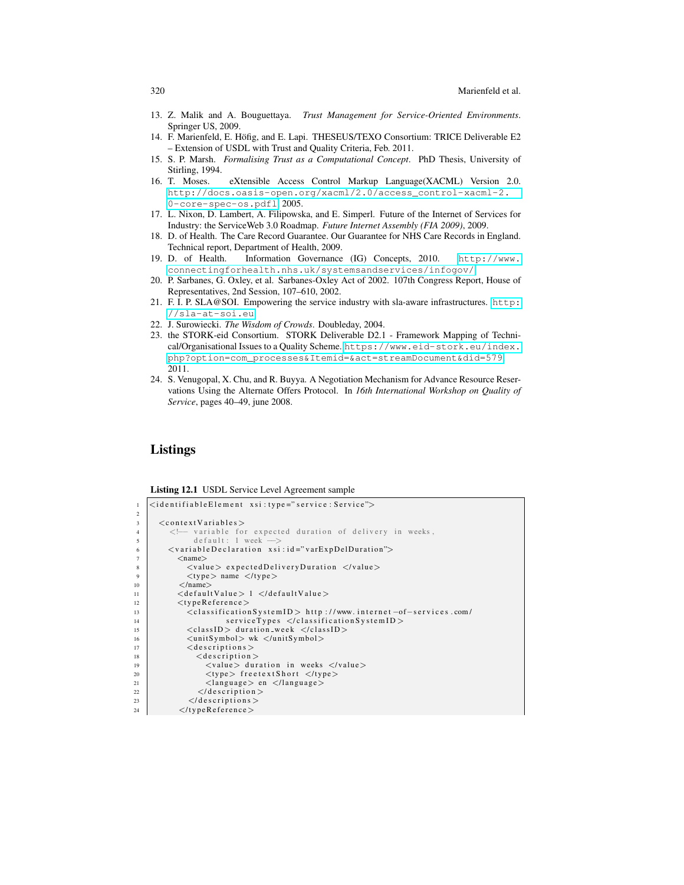13. Z. Malik and A. Bouguettaya. *Trust Management for Service-Oriented Environments*. Springer US, 2009.
14. F. Marienfeld, E. Höfig, and E. Lapi. THESEUS/TEXO Consortium: TRICE Deliverable E2 – Extension of USDL with Trust and Quality Criteria, Feb. 2011.
15. S. P. Marsh. *Formalising Trust as a Computational Concept*. PhD Thesis, University of Stirling, 1994.
16. T. Moses. eXtensible Access Control Markup Language(XACML) Version 2.0. http://docs.oasis-open.org/xacml/2.0/access_control-xacml-2.0-core-spec-os.pdf, 2005.
17. L. Nixon, D. Lambert, A. Filipowska, and E. Simperl. Future of the Internet of Services for Industry: the ServiceWeb 3.0 Roadmap. *Future Internet Assembly (FIA 2009)*, 2009.
18. D. of Health. The Care Record Guarantee. Our Guarantee for NHS Care Records in England. Technical report, Department of Health, 2009.
19. D. of Health. Information Governance (IG) Concepts, 2010. http://www.connectingforhealth.nhs.uk/systemsandservices/infogov/.
20. P. Sarbanes, G. Oxley, et al. Sarbanes-Oxley Act of 2002. 107th Congress Report, House of Representatives, 2nd Session, 107–610, 2002.
21. F. I. P. SLA@SOI. Empowering the service industry with sla-aware infrastructures. http://sla-at-soi.eu.
22. J. Surowiecki. *The Wisdom of Crowds*. Doubleday, 2004.
23. the STORK-eid Consortium. STORK Deliverable D2.1 - Framework Mapping of Technical/Organisational Issues to a Quality Scheme. https://www.eid-stork.eu/index.php?option=com_processes&Itemid=&act=streamDocument&did=579, 2011.
24. S. Venugopal, X. Chu, and R. Buyya. A Negotiation Mechanism for Advance Resource Reservations Using the Alternate Offers Protocol. In *16th International Workshop on Quality of Service*, pages 40–49, june 2008.

## Listings

**Listing 12.1** USDL Service Level Agreement sample

```
<identifiableElement xsi:type="service:Service">

  <contextVariables>
    <!-- variable for expected duration of delivery in weeks,
         default: 1 week -->
    <variableDeclaration xsi:id="varExpDelDuration">
      <name>
        <value> expectedDeliveryDuration </value>
        <type> name </type>
      </name>
      <defaultValue> 1 </defaultValue>
      <typeReference>
        <classificationSystemID> http://www.internet-of-services.com/
                serviceTypes </classificationSystemID>
        <classID> duration_week </classID>
        <unitSymbol> wk </unitSymbol>
        <descriptions>
          <description>
            <value> duration in weeks </value>
            <type> freetextShort </type>
            <language> en </language>
          </description>
        </descriptions>
      </typeReference>
```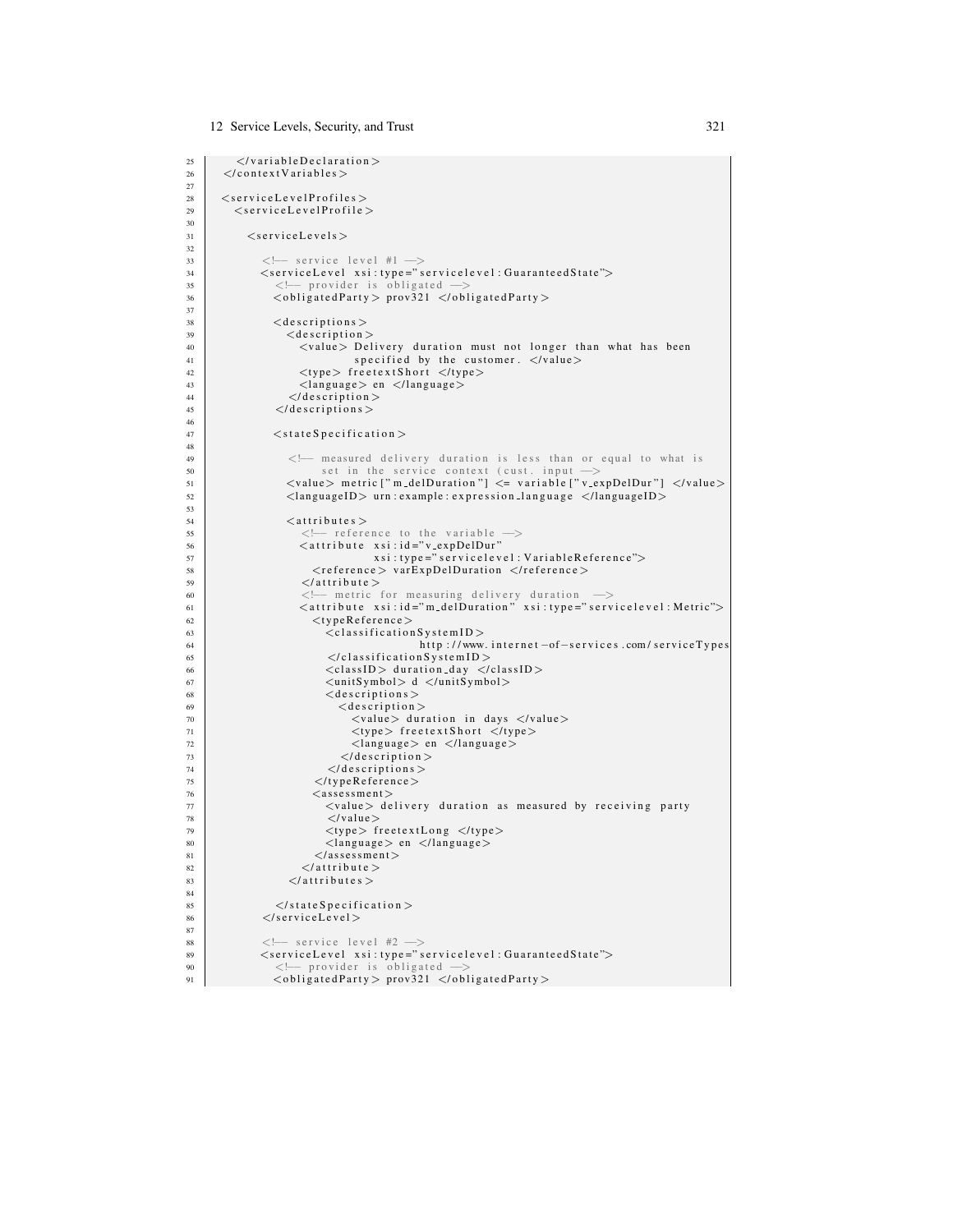```
25      </variableDeclaration>
26    </contextVariables>
27
28    <serviceLevelProfiles>
29      <serviceLevelProfile>
30
31        <serviceLevels>
32
33          <!-- service level #1 -->
34          <serviceLevel xsi:type="servicelevel:GuaranteedState">
35            <!-- provider is obligated -->
36            <obligatedParty> prov321 </obligatedParty>
37
38            <descriptions>
39              <description>
40                <value> Delivery duration must not longer than what has been
41                        specified by the customer. </value>
42                <type> freetextShort </type>
43                <language> en </language>
44              </description>
45            </descriptions>
46
47            <stateSpecification>
48
49              <!-- measured delivery duration is less than or equal to what is
50                   set in the service context (cust. input -->
51              <value> metric["m_delDuration"] <= variable["v_expDelDur"] </value>
52              <languageID> urn:example:expression_language </languageID>
53
54              <attributes>
55                <!-- reference to the variable -->
56                <attribute xsi:id="v_expDelDur"
57                           xsi:type="servicelevel:VariableReference">
58                  <reference> varExpDelDuration </reference>
59                </attribute>
60                <!-- metric for measuring delivery duration -->
61                <attribute xsi:id="m_delDuration" xsi:type="servicelevel:Metric">
62                  <typeReference>
63                    <classificationSystemID>
64                              http://www.internet-of-services.com/serviceTypes
65                    </classificationSystemID>
66                    <classID> duration_day </classID>
67                    <unitSymbol> d </unitSymbol>
68                    <descriptions>
69                      <description>
70                        <value> duration in days </value>
71                        <type> freetextShort </type>
72                        <language> en </language>
73                      </description>
74                    </descriptions>
75                  </typeReference>
76                  <assessment>
77                    <value> delivery duration as measured by receiving party
78                    </value>
79                    <type> freetextLong </type>
80                    <language> en </language>
81                  </assessment>
82                </attribute>
83              </attributes>
84
85            </stateSpecification>
86          </serviceLevel>
87
88          <!-- service level #2 -->
89          <serviceLevel xsi:type="servicelevel:GuaranteedState">
90            <!-- provider is obligated -->
91            <obligatedParty> prov321 </obligatedParty>
```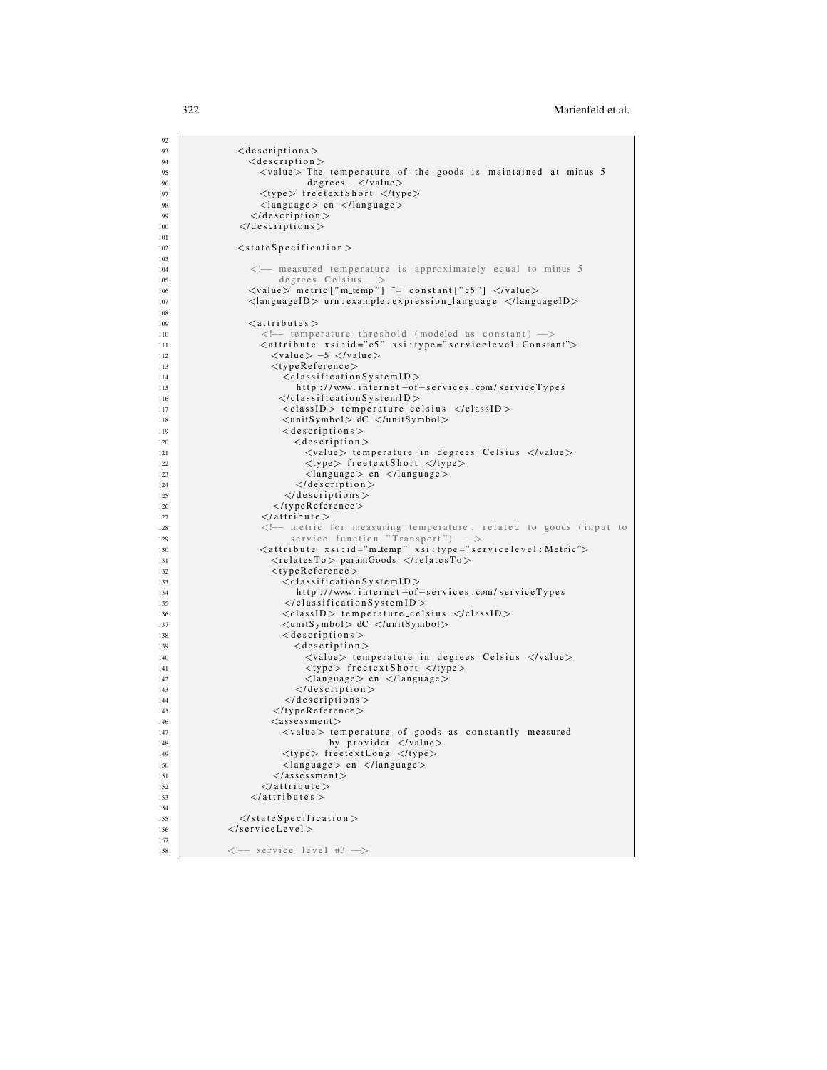```
92
93          <descriptions>
94            <description>
95              <value> The temperature of the goods is maintained at minus 5
96                      degrees. </value>
97              <type> freetextShort </type>
98              <language> en </language>
99            </description>
100         </descriptions>
101
102         <stateSpecification>
103
104           <!-- measured temperature is approximately equal to minus 5
105                degrees Celsius -->
106           <value> metric["m_temp"] ~= constant["c5"] </value>
107           <languageID> urn:example:expression_language </languageID>
108
109           <attributes>
110             <!-- temperature threshold (modeled as constant) -->
111             <attribute xsi:id="c5" xsi:type="servicelevel:Constant">
112               <value> -5 </value>
113               <typeReference>
114                 <classificationSystemID>
115                   http://www.internet-of-services.com/serviceTypes
116                 </classificationSystemID>
117                 <classID> temperature_celsius </classID>
118                 <unitSymbol> dC </unitSymbol>
119                 <descriptions>
120                   <description>
121                     <value> temperature in degrees Celsius </value>
122                     <type> freetextShort </type>
123                     <language> en </language>
124                   </description>
125                 </descriptions>
126               </typeReference>
127             </attribute>
128             <!-- metric for measuring temperature, related to goods (input to
129                  service function "Transport") -->
130             <attribute xsi:id="m_temp" xsi:type="servicelevel:Metric">
131               <relatesTo> paramGoods </relatesTo>
132               <typeReference>
133                 <classificationSystemID>
134                   http://www.internet-of-services.com/serviceTypes
135                 </classificationSystemID>
136                 <classID> temperature_celsius </classID>
137                 <unitSymbol> dC </unitSymbol>
138                 <descriptions>
139                   <description>
140                     <value> temperature in degrees Celsius </value>
141                     <type> freetextShort </type>
142                     <language> en </language>
143                   </description>
144                 </descriptions>
145               </typeReference>
146               <assessment>
147                 <value> temperature of goods as constantly measured
148                         by provider </value>
149                 <type> freetextLong </type>
150                 <language> en </language>
151               </assessment>
152             </attribute>
153           </attributes>
154
155         </stateSpecification>
156       </serviceLevel>
157
158       <!-- service level #3 -->
```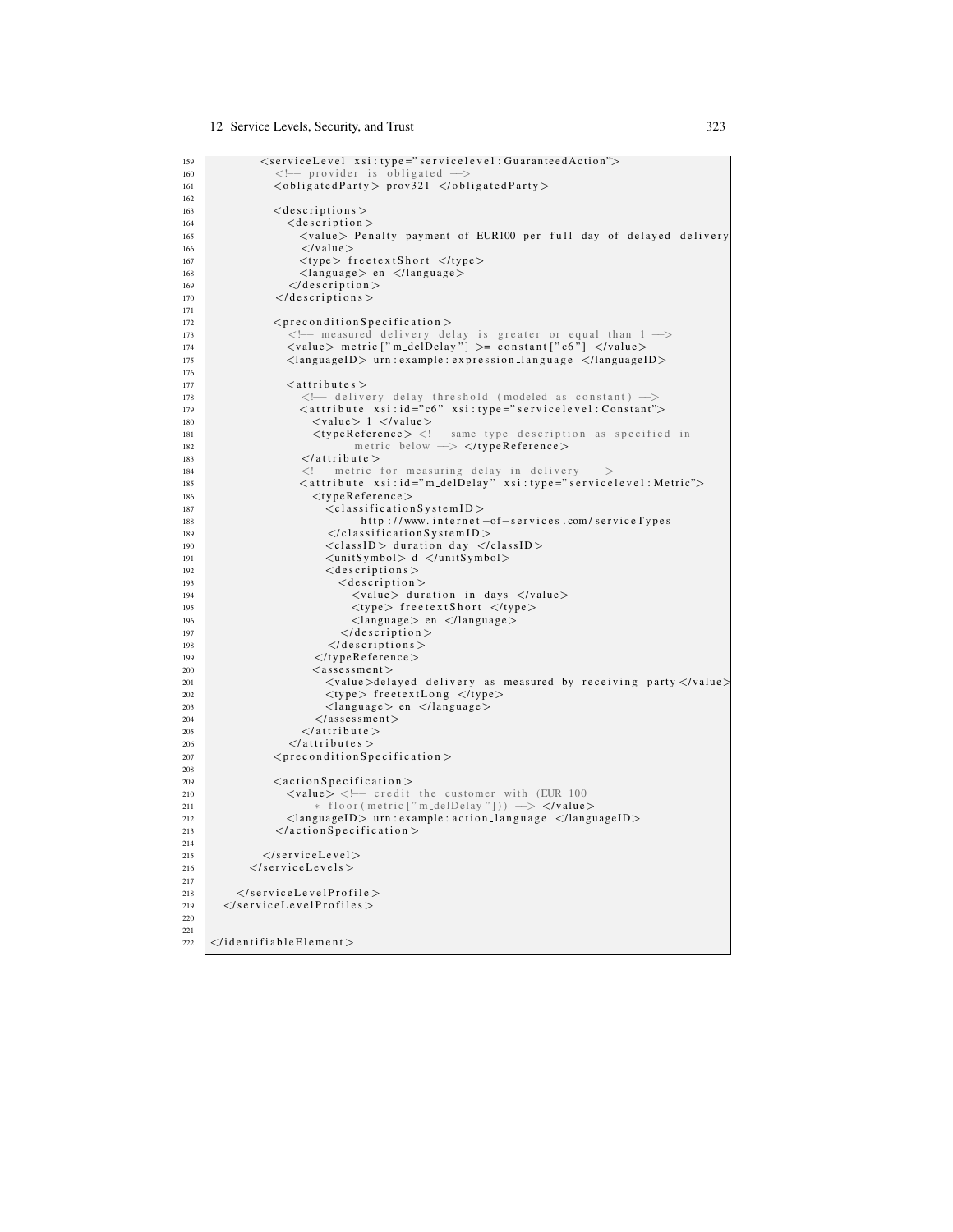```
159        <serviceLevel xsi:type="servicelevel:GuaranteedAction">
160          <!-- provider is obligated -->
161          <obligatedParty> prov321 </obligatedParty>
162
163          <descriptions>
164            <description>
165              <value> Penalty payment of EUR100 per full day of delayed delivery
166              </value>
167              <type> freetextShort </type>
168              <language> en </language>
169            </description>
170          </descriptions>
171
172          <preconditionSpecification>
173            <!-- measured delivery delay is greater or equal than 1 -->
174            <value> metric["m_delDelay"] >= constant["c6"] </value>
175            <languageID> urn:example:expression_language </languageID>
176
177            <attributes>
178              <!-- delivery delay threshold (modeled as constant) -->
179              <attribute xsi:id="c6" xsi:type="servicelevel:Constant">
180                <value> 1 </value>
181                <typeReference> <!-- same type description as specified in
182                        metric below --> </typeReference>
183              </attribute>
184              <!-- metric for measuring delay in delivery -->
185              <attribute xsi:id="m_delDelay" xsi:type="servicelevel:Metric">
186                <typeReference>
187                  <classificationSystemID>
188                        http://www.internet-of-services.com/serviceTypes
189                  </classificationSystemID>
190                  <classID> duration_day </classID>
191                  <unitSymbol> d </unitSymbol>
192                  <descriptions>
193                    <description>
194                      <value> duration in days </value>
195                      <type> freetextShort </type>
196                      <language> en </language>
197                    </description>
198                  </descriptions>
199                </typeReference>
200                <assessment>
201                  <value>delayed delivery as measured by receiving party</value>
202                  <type> freetextLong </type>
203                  <language> en </language>
204                </assessment>
205              </attribute>
206            </attributes>
207          <preconditionSpecification>
208
209          <actionSpecification>
210            <value> <!-- credit the customer with (EUR 100
211                * floor(metric["m_delDelay"])) --> </value>
212            <languageID> urn:example:action_language </languageID>
213          </actionSpecification>
214
215        </serviceLevel>
216      </serviceLevels>
217
218    </serviceLevelProfile>
219  </serviceLevelProfiles>
220
221
222 </identifiableElement>
```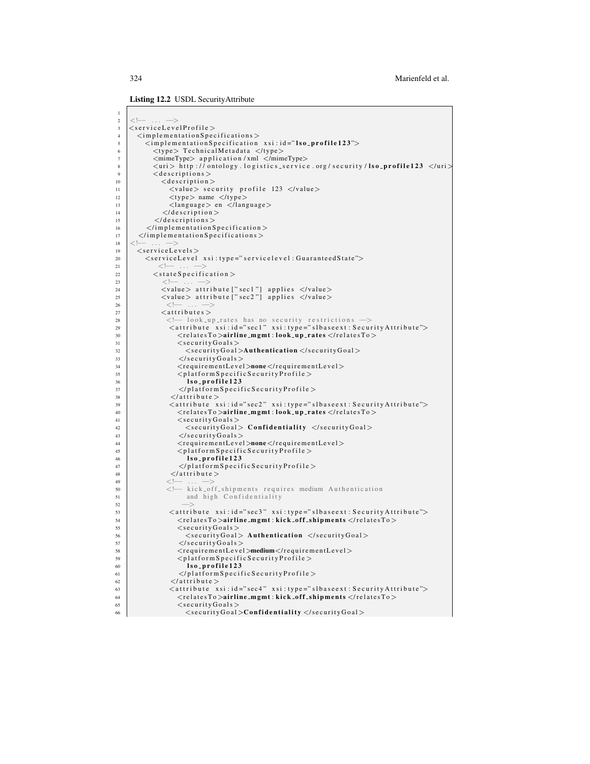**Listing 12.2** USDL SecurityAttribute

```
1
2  <!-- ... -->
3  <serviceLevelProfile>
4    <implementationSpecifications>
5      <implementationSpecification xsi:id="lso_profile123">
6        <type> TechnicalMetadata </type>
7        <mimeType> application/xml </mimeType>
8        <uri> http://ontology.logistics_service.org/security/lso_profile123 </uri>
9        <descriptions>
10         <description>
11           <value> security profile 123 </value>
12           <type> name </type>
13           <language> en </language>
14         </description>
15       </descriptions>
16     </implementationSpecification>
17   </implementationSpecifications>
18 <!-- ... -->
19   <serviceLevels>
20     <serviceLevel xsi:type="servicelevel:GuaranteedState">
21         <!-- ... -->
22       <stateSpecification>
23         <!-- ... -->
24         <value> attribute["sec1"] applies </value>
25         <value> attribute["sec2"] applies </value>
26           <!-- ... -->
27         <attributes>
28           <!-- look_up_rates has no security restrictions -->
29           <attribute xsi:id="sec1" xsi:type="slbaseext:SecurityAttribute">
30             <relatesTo>airline_mgmt:look_up_rates</relatesTo>
31             <securityGoals>
32               <securityGoal>Authentication</securityGoal>
33             </securityGoals>
34             <requirementLevel>none</requirementLevel>
35             <platformSpecificSecurityProfile>
36               lso_profile123
37             </platformSpecificSecurityProfile>
38           </attribute>
39           <attribute xsi:id="sec2" xsi:type="slbaseext:SecurityAttribute">
40             <relatesTo>airline_mgmt:look_up_rates</relatesTo>
41             <securityGoals>
42               <securityGoal> Confidentiality </securityGoal>
43             </securityGoals>
44             <requirementLevel>none</requirementLevel>
45             <platformSpecificSecurityProfile>
46               lso_profile123
47             </platformSpecificSecurityProfile>
48           </attribute>
49           <!-- ... -->
50           <!-- kick_off_shipments requires medium Authentication
51                and high Confidentiality
52              -->
53           <attribute xsi:id="sec3" xsi:type="slbaseext:SecurityAttribute">
54             <relatesTo>airline_mgmt:kick_off_shipments</relatesTo>
55             <securityGoals>
56               <securityGoal> Authentication </securityGoal>
57             </securityGoals>
58             <requirementLevel>medium</requirementLevel>
59             <platformSpecificSecurityProfile>
60               lso_profile123
61             </platformSpecificSecurityProfile>
62           </attribute>
63           <attribute xsi:id="sec4" xsi:type="slbaseext:SecurityAttribute">
64             <relatesTo>airline_mgmt:kick_off_shipments</relatesTo>
65             <securityGoals>
66               <securityGoal>Confidentiality</securityGoal>
```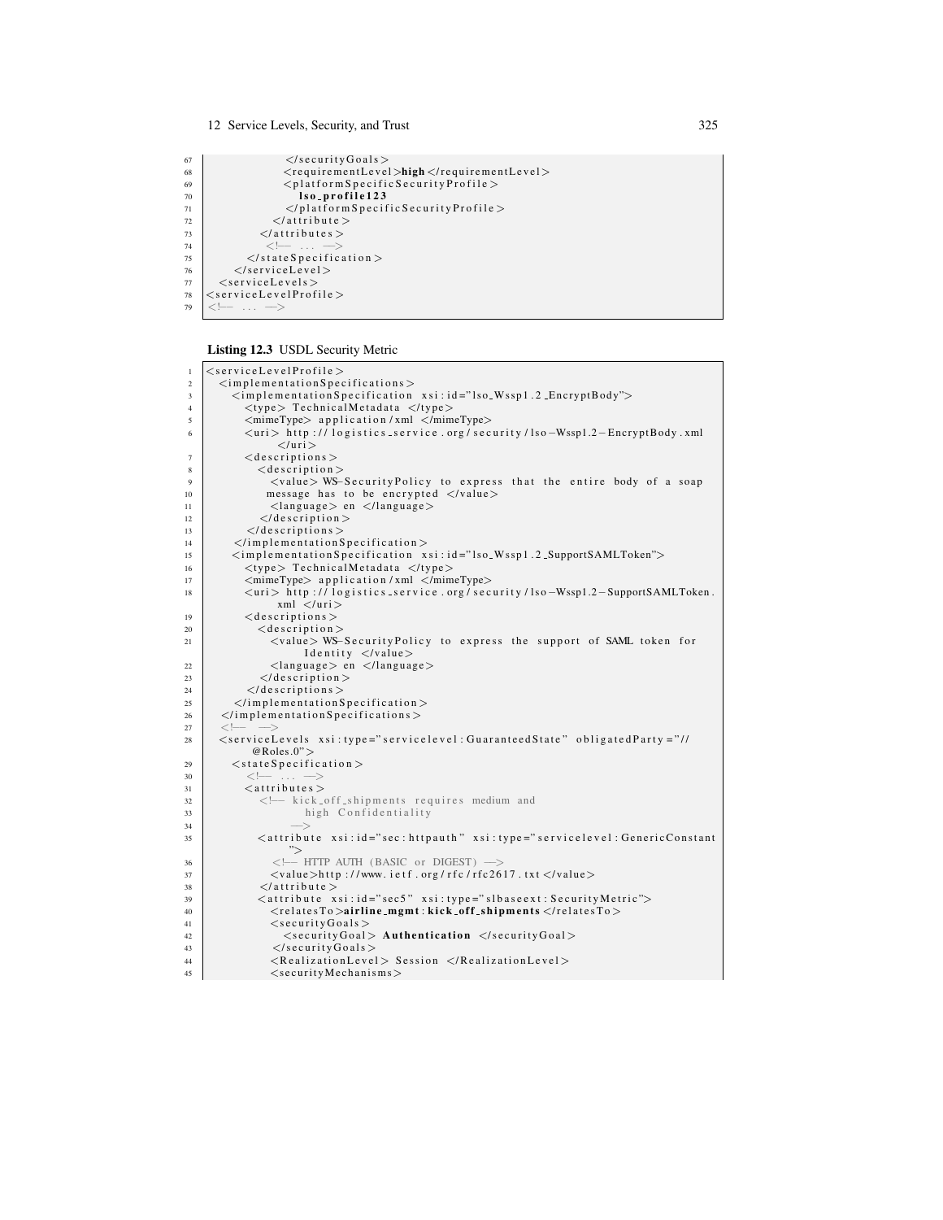```
67                </securityGoals>
68                <requirementLevel>high</requirementLevel>
69                <platformSpecificSecurityProfile>
70                   lso_profile123
71                </platformSpecificSecurityProfile>
72              </attribute>
73            </attributes>
74              <!-- ... -->
75          </stateSpecification>
76        </serviceLevel>
77    <serviceLevels>
78  <serviceLevelProfile>
79  <!-- ... -->
```

**Listing 12.3** USDL Security Metric

```
1  <serviceLevelProfile>
2    <implementationSpecifications>
3      <implementationSpecification xsi:id="lso_Wssp1.2_EncryptBody">
4        <type> TechnicalMetadata </type>
5        <mimeType> application/xml </mimeType>
6        <uri> http://logistics_service.org/security/lso-Wssp1.2-EncryptBody.xml
             </uri>
7        <descriptions>
8          <description>
9            <value> WS-SecurityPolicy to express that the entire body of a soap
10           message has to be encrypted </value>
11           <language> en </language>
12         </description>
13       </descriptions>
14     </implementationSpecification>
15     <implementationSpecification xsi:id="lso_Wssp1.2_SupportSAMLToken">
16       <type> TechnicalMetadata </type>
17       <mimeType> application/xml </mimeType>
18       <uri> http://logistics_service.org/security/lso-Wssp1.2-SupportSAMLToken.
             xml </uri>
19       <descriptions>
20         <description>
21           <value> WS-SecurityPolicy to express the support of SAML token for
                 Identity </value>
22           <language> en </language>
23         </description>
24       </descriptions>
25     </implementationSpecification>
26   </implementationSpecifications>
27   <!-- -->
28   <serviceLevels xsi:type="servicelevel:GuaranteedState" obligatedParty="//
         @Roles.0">
29     <stateSpecification>
30       <!-- ... -->
31       <attributes>
32         <!-- kick_off_shipments requires medium and
33                high Confidentiality
34              -->
35         <attribute xsi:id="sec:httpauth" xsi:type="servicelevel:GenericConstant
               ">
36           <!-- HTTP AUTH (BASIC or DIGEST) -->
37           <value>http://www.ietf.org/rfc/rfc2617.txt</value>
38         </attribute>
39         <attribute xsi:id="sec5" xsi:type="slbaseext:SecurityMetric">
40           <relatesTo>airline_mgmt:kick_off_shipments</relatesTo>
41           <securityGoals>
42             <securityGoal> Authentication </securityGoal>
43           </securityGoals>
44           <RealizationLevel> Session </RealizationLevel>
45           <securityMechanisms>
```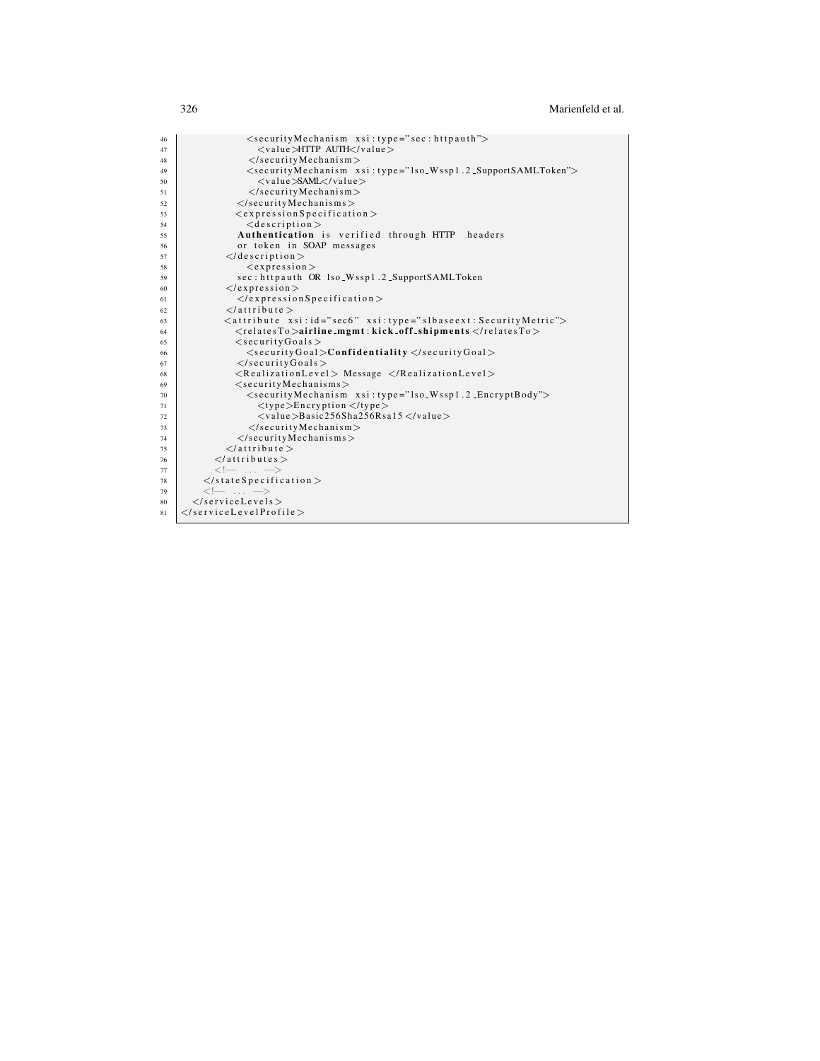```
46                <securityMechanism xsi:type="sec:httpauth">
47                  <value>HTTP AUTH</value>
48                </securityMechanism>
49                <securityMechanism xsi:type="lso_Wssp1.2_SupportSAMLToken">
50                  <value>SAML</value>
51                </securityMechanism>
52              </securityMechanisms>
53              <expressionSpecification>
54                <description>
55              Authentication is verified through HTTP headers
56              or token in SOAP messages
57            </description>
58                <expression>
59              sec:httpauth OR lso_Wssp1.2_SupportSAMLToken
60            </expression>
61              </expressionSpecification>
62            </attribute>
63            <attribute xsi:id="sec6" xsi:type="slbaseext:SecurityMetric">
64              <relatesTo>airline_mgmt:kick_off_shipments</relatesTo>
65              <securityGoals>
66                <securityGoal>Confidentiality</securityGoal>
67              </securityGoals>
68              <RealizationLevel> Message </RealizationLevel>
69              <securityMechanisms>
70                <securityMechanism xsi:type="lso_Wssp1.2_EncryptBody">
71                  <type>Encryption</type>
72                  <value>Basic256Sha256Rsa15</value>
73                </securityMechanism>
74              </securityMechanisms>
75            </attribute>
76          </attributes>
77          <!-- ... -->
78        </stateSpecification>
79        <!-- ... -->
80      </serviceLevels>
81    </serviceLevelProfile>
```